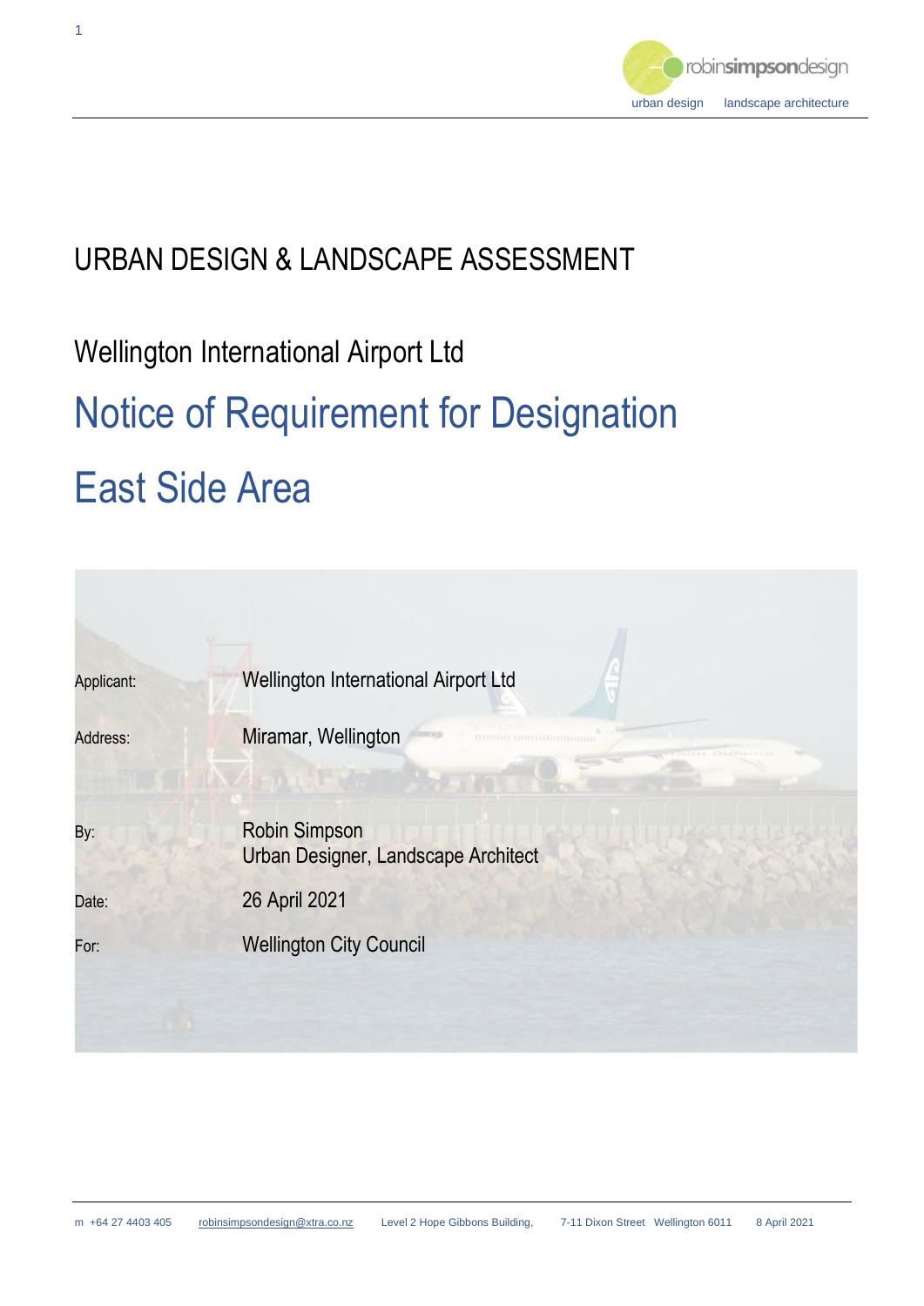robinsimpsondesign

urban design landscape architecture

# URBAN DESIGN & LANDSCAPE ASSESSMENT

## Wellington International Airport Ltd

# Notice of Requirement for Designation

# East Side Area

| | |
|---|---|
| Applicant: | Wellington International Airport Ltd |
| Address: | Miramar, Wellington |
| By: | Robin Simpson<br>Urban Designer, Landscape Architect |
| Date: | 26 April 2021 |
| For: | Wellington City Council |

m +64 27 4403 405 robinsimpsondesign@xtra.co.nz Level 2 Hope Gibbons Building, 7-11 Dixon Street Wellington 6011 8 April 2021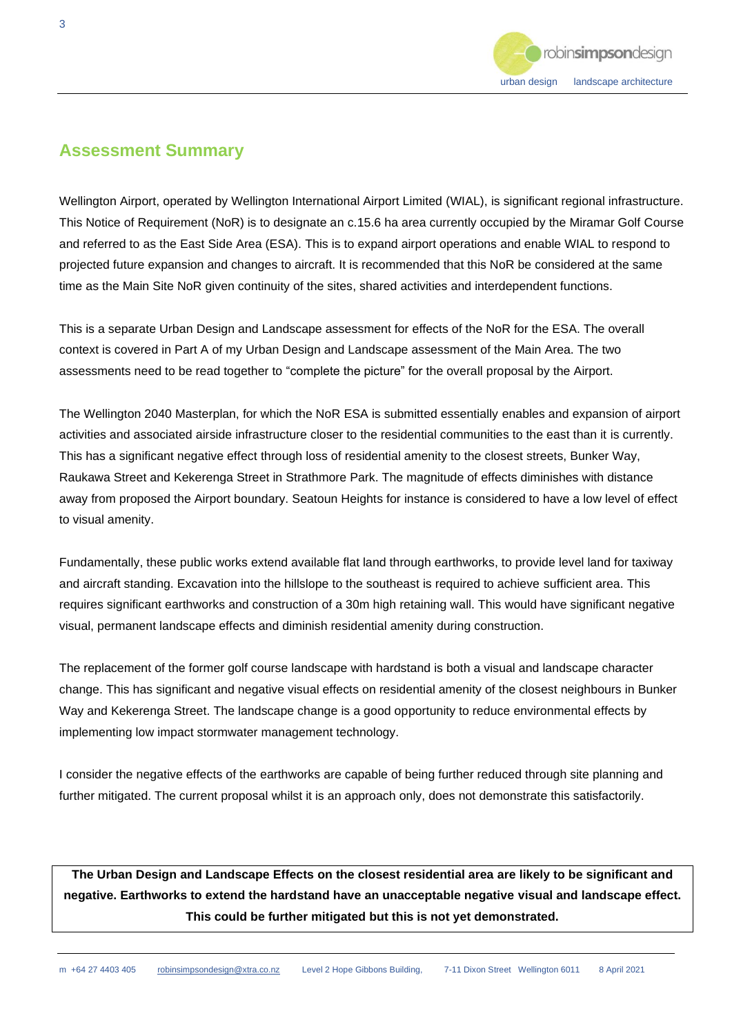## Assessment Summary

Wellington Airport, operated by Wellington International Airport Limited (WIAL), is significant regional infrastructure. This Notice of Requirement (NoR) is to designate an c.15.6 ha area currently occupied by the Miramar Golf Course and referred to as the East Side Area (ESA). This is to expand airport operations and enable WIAL to respond to projected future expansion and changes to aircraft. It is recommended that this NoR be considered at the same time as the Main Site NoR given continuity of the sites, shared activities and interdependent functions.

This is a separate Urban Design and Landscape assessment for effects of the NoR for the ESA. The overall context is covered in Part A of my Urban Design and Landscape assessment of the Main Area. The two assessments need to be read together to "complete the picture" for the overall proposal by the Airport.

The Wellington 2040 Masterplan, for which the NoR ESA is submitted essentially enables and expansion of airport activities and associated airside infrastructure closer to the residential communities to the east than it is currently. This has a significant negative effect through loss of residential amenity to the closest streets, Bunker Way, Raukawa Street and Kekerenga Street in Strathmore Park. The magnitude of effects diminishes with distance away from proposed the Airport boundary. Seatoun Heights for instance is considered to have a low level of effect to visual amenity.

Fundamentally, these public works extend available flat land through earthworks, to provide level land for taxiway and aircraft standing. Excavation into the hillslope to the southeast is required to achieve sufficient area. This requires significant earthworks and construction of a 30m high retaining wall. This would have significant negative visual, permanent landscape effects and diminish residential amenity during construction.

The replacement of the former golf course landscape with hardstand is both a visual and landscape character change. This has significant and negative visual effects on residential amenity of the closest neighbours in Bunker Way and Kekerenga Street. The landscape change is a good opportunity to reduce environmental effects by implementing low impact stormwater management technology.

I consider the negative effects of the earthworks are capable of being further reduced through site planning and further mitigated. The current proposal whilst it is an approach only, does not demonstrate this satisfactorily.

**The Urban Design and Landscape Effects on the closest residential area are likely to be significant and negative. Earthworks to extend the hardstand have an unacceptable negative visual and landscape effect. This could be further mitigated but this is not yet demonstrated.**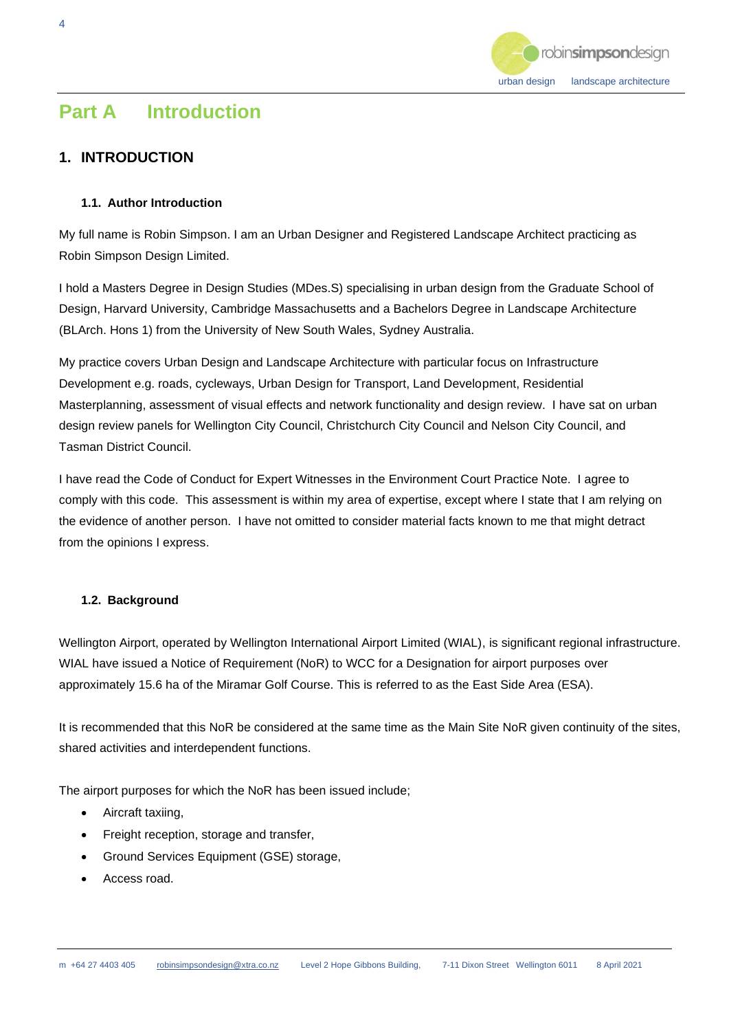# Part A Introduction

## 1. INTRODUCTION

### 1.1. Author Introduction

My full name is Robin Simpson. I am an Urban Designer and Registered Landscape Architect practicing as Robin Simpson Design Limited.

I hold a Masters Degree in Design Studies (MDes.S) specialising in urban design from the Graduate School of Design, Harvard University, Cambridge Massachusetts and a Bachelors Degree in Landscape Architecture (BLArch. Hons 1) from the University of New South Wales, Sydney Australia.

My practice covers Urban Design and Landscape Architecture with particular focus on Infrastructure Development e.g. roads, cycleways, Urban Design for Transport, Land Development, Residential Masterplanning, assessment of visual effects and network functionality and design review. I have sat on urban design review panels for Wellington City Council, Christchurch City Council and Nelson City Council, and Tasman District Council.

I have read the Code of Conduct for Expert Witnesses in the Environment Court Practice Note. I agree to comply with this code. This assessment is within my area of expertise, except where I state that I am relying on the evidence of another person. I have not omitted to consider material facts known to me that might detract from the opinions I express.

### 1.2. Background

Wellington Airport, operated by Wellington International Airport Limited (WIAL), is significant regional infrastructure. WIAL have issued a Notice of Requirement (NoR) to WCC for a Designation for airport purposes over approximately 15.6 ha of the Miramar Golf Course. This is referred to as the East Side Area (ESA).

It is recommended that this NoR be considered at the same time as the Main Site NoR given continuity of the sites, shared activities and interdependent functions.

The airport purposes for which the NoR has been issued include;

- Aircraft taxiing,
- Freight reception, storage and transfer,
- Ground Services Equipment (GSE) storage,
- Access road.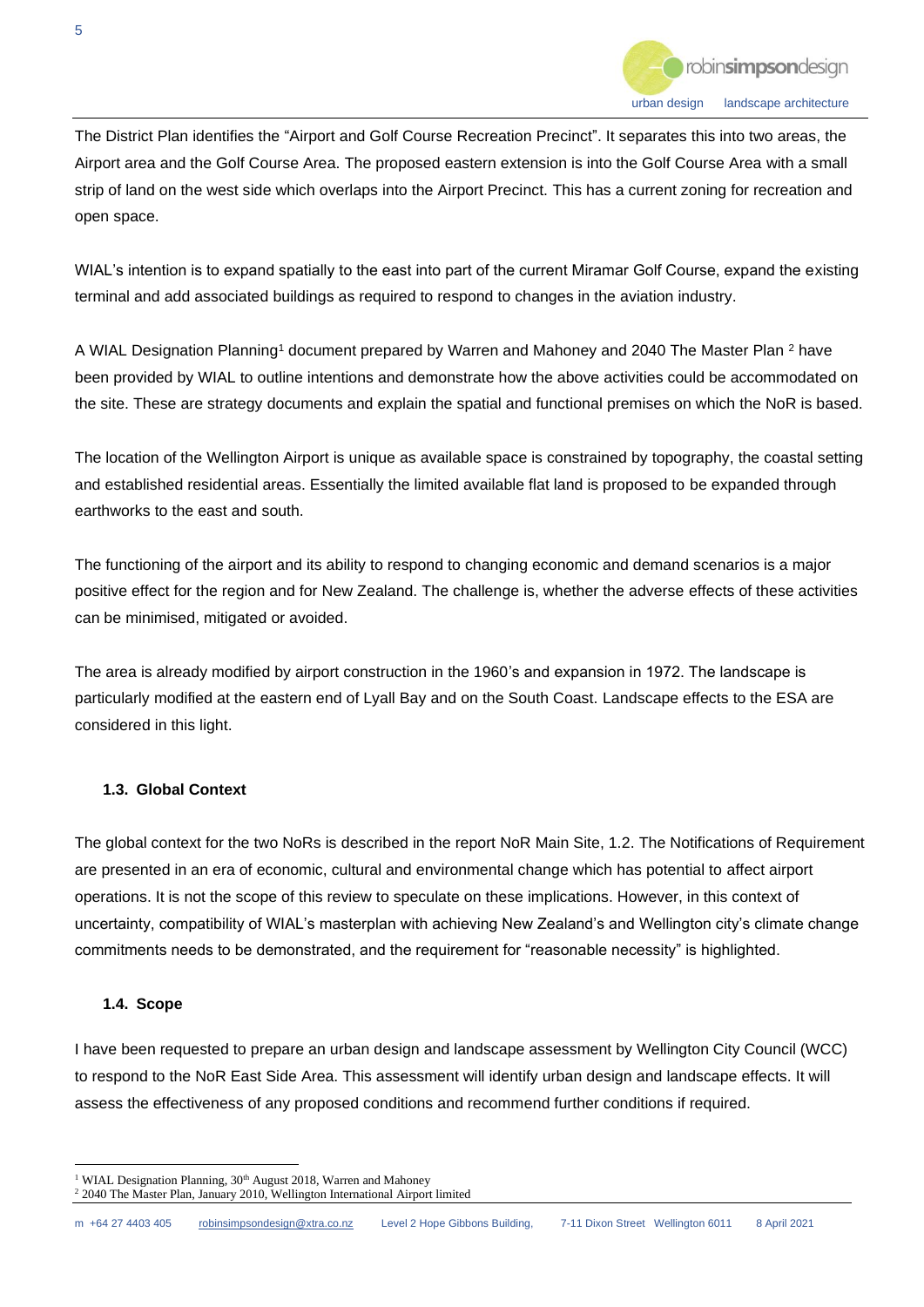The District Plan identifies the "Airport and Golf Course Recreation Precinct". It separates this into two areas, the Airport area and the Golf Course Area. The proposed eastern extension is into the Golf Course Area with a small strip of land on the west side which overlaps into the Airport Precinct. This has a current zoning for recreation and open space.

WIAL's intention is to expand spatially to the east into part of the current Miramar Golf Course, expand the existing terminal and add associated buildings as required to respond to changes in the aviation industry.

A WIAL Designation Planning[1] document prepared by Warren and Mahoney and 2040 The Master Plan [2] have been provided by WIAL to outline intentions and demonstrate how the above activities could be accommodated on the site. These are strategy documents and explain the spatial and functional premises on which the NoR is based.

The location of the Wellington Airport is unique as available space is constrained by topography, the coastal setting and established residential areas. Essentially the limited available flat land is proposed to be expanded through earthworks to the east and south.

The functioning of the airport and its ability to respond to changing economic and demand scenarios is a major positive effect for the region and for New Zealand. The challenge is, whether the adverse effects of these activities can be minimised, mitigated or avoided.

The area is already modified by airport construction in the 1960's and expansion in 1972. The landscape is particularly modified at the eastern end of Lyall Bay and on the South Coast. Landscape effects to the ESA are considered in this light.

### 1.3. Global Context

The global context for the two NoRs is described in the report NoR Main Site, 1.2. The Notifications of Requirement are presented in an era of economic, cultural and environmental change which has potential to affect airport operations. It is not the scope of this review to speculate on these implications. However, in this context of uncertainty, compatibility of WIAL's masterplan with achieving New Zealand's and Wellington city's climate change commitments needs to be demonstrated, and the requirement for "reasonable necessity" is highlighted.

### 1.4. Scope

I have been requested to prepare an urban design and landscape assessment by Wellington City Council (WCC) to respond to the NoR East Side Area. This assessment will identify urban design and landscape effects. It will assess the effectiveness of any proposed conditions and recommend further conditions if required.

---

[1] WIAL Designation Planning, 30th August 2018, Warren and Mahoney

[2] 2040 The Master Plan, January 2010, Wellington International Airport limited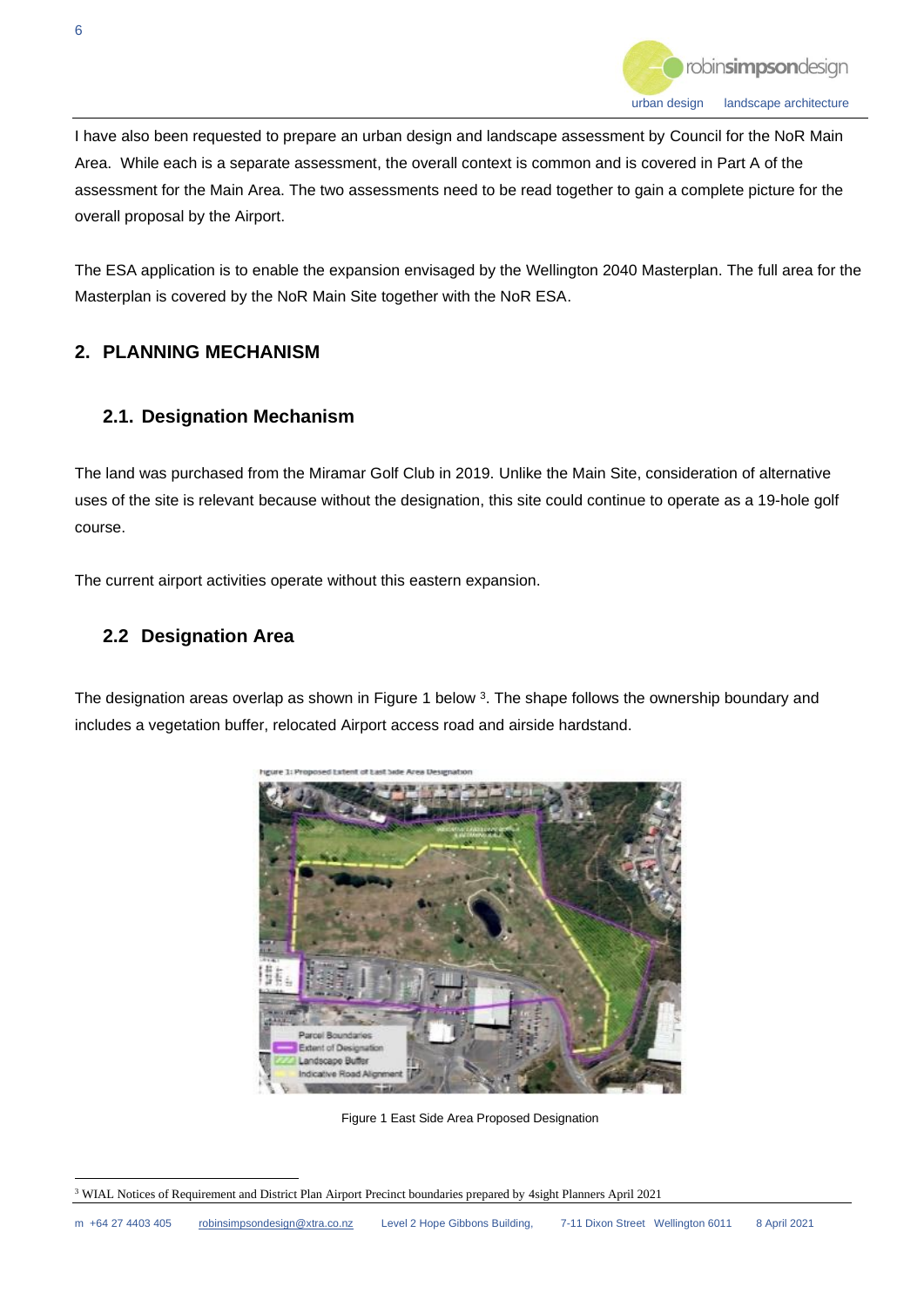I have also been requested to prepare an urban design and landscape assessment by Council for the NoR Main Area. While each is a separate assessment, the overall context is common and is covered in Part A of the assessment for the Main Area. The two assessments need to be read together to gain a complete picture for the overall proposal by the Airport.

The ESA application is to enable the expansion envisaged by the Wellington 2040 Masterplan. The full area for the Masterplan is covered by the NoR Main Site together with the NoR ESA.

## 2. PLANNING MECHANISM

### 2.1. Designation Mechanism

The land was purchased from the Miramar Golf Club in 2019. Unlike the Main Site, consideration of alternative uses of the site is relevant because without the designation, this site could continue to operate as a 19-hole golf course.

The current airport activities operate without this eastern expansion.

### 2.2 Designation Area

The designation areas overlap as shown in Figure 1 below [3]. The shape follows the ownership boundary and includes a vegetation buffer, relocated Airport access road and airside hardstand.

Figure 1 East Side Area Proposed Designation

[3] WIAL Notices of Requirement and District Plan Airport Precinct boundaries prepared by 4sight Planners April 2021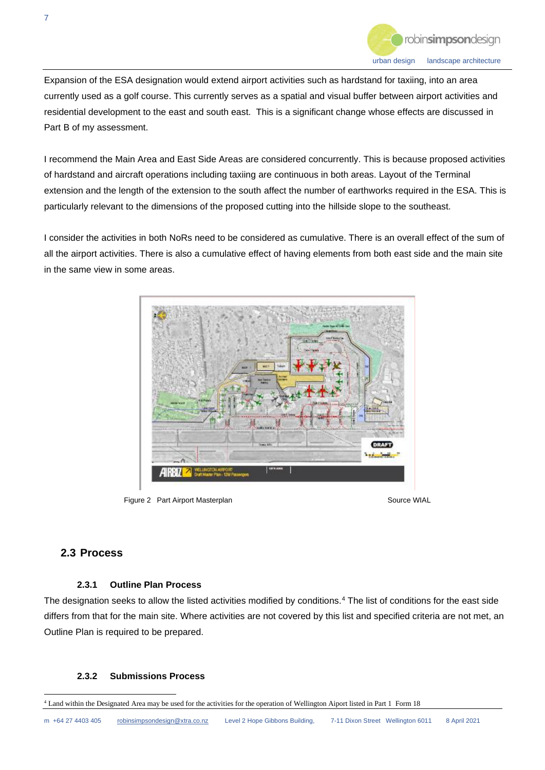Expansion of the ESA designation would extend airport activities such as hardstand for taxiing, into an area currently used as a golf course. This currently serves as a spatial and visual buffer between airport activities and residential development to the east and south east. This is a significant change whose effects are discussed in Part B of my assessment.

I recommend the Main Area and East Side Areas are considered concurrently. This is because proposed activities of hardstand and aircraft operations including taxiing are continuous in both areas. Layout of the Terminal extension and the length of the extension to the south affect the number of earthworks required in the ESA. This is particularly relevant to the dimensions of the proposed cutting into the hillside slope to the southeast.

I consider the activities in both NoRs need to be considered as cumulative. There is an overall effect of the sum of all the airport activities. There is also a cumulative effect of having elements from both east side and the main site in the same view in some areas.

Figure 2 Part Airport Masterplan Source WIAL

## 2.3 Process

### 2.3.1 Outline Plan Process

The designation seeks to allow the listed activities modified by conditions.[4] The list of conditions for the east side differs from that for the main site. Where activities are not covered by this list and specified criteria are not met, an Outline Plan is required to be prepared.

### 2.3.2 Submissions Process

[4] Land within the Designated Area may be used for the activities for the operation of Wellington Aiport listed in Part 1 Form 18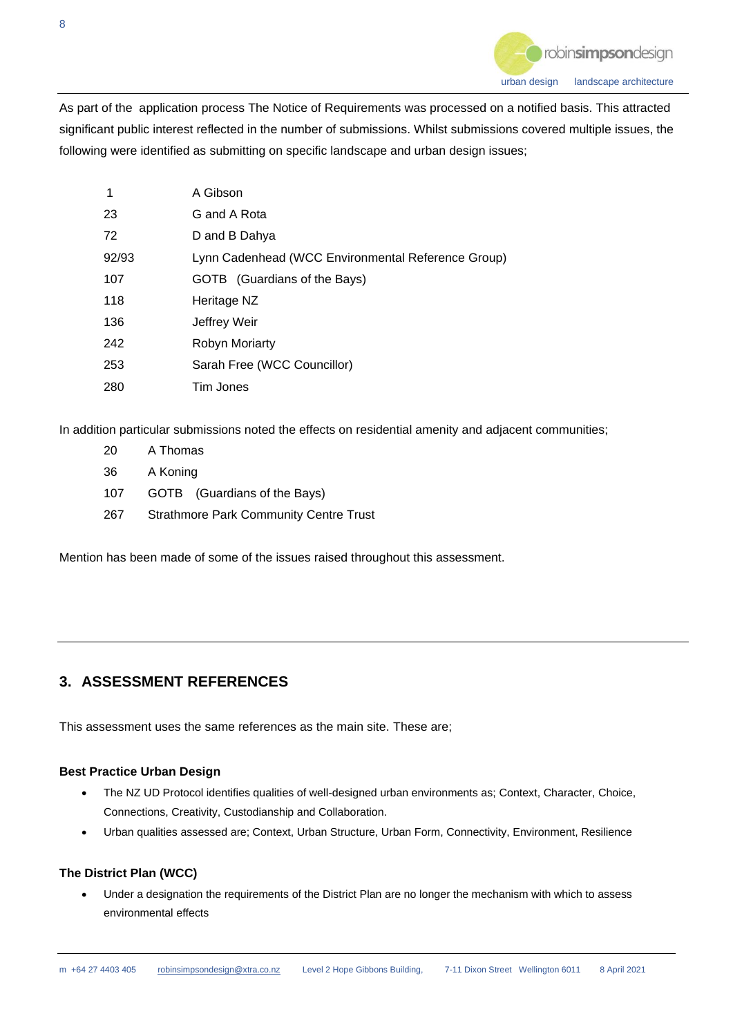As part of the  application process The Notice of Requirements was processed on a notified basis. This attracted significant public interest reflected in the number of submissions. Whilst submissions covered multiple issues, the following were identified as submitting on specific landscape and urban design issues;

| | |
|---|---|
| 1 | A Gibson |
| 23 | G and A Rota |
| 72 | D and B Dahya |
| 92/93 | Lynn Cadenhead (WCC Environmental Reference Group) |
| 107 | GOTB   (Guardians of the Bays) |
| 118 | Heritage NZ |
| 136 | Jeffrey Weir |
| 242 | Robyn Moriarty |
| 253 | Sarah Free (WCC Councillor) |
| 280 | Tim Jones |

In addition particular submissions noted the effects on residential amenity and adjacent communities;

| | |
|---|---|
| 20 | A Thomas |
| 36 | A Koning |
| 107 | GOTB   (Guardians of the Bays) |
| 267 | Strathmore Park Community Centre Trust |

Mention has been made of some of the issues raised throughout this assessment.

## 3. ASSESSMENT REFERENCES

This assessment uses the same references as the main site. These are;

**Best Practice Urban Design**

- The NZ UD Protocol identifies qualities of well-designed urban environments as; Context, Character, Choice, Connections, Creativity, Custodianship and Collaboration.
- Urban qualities assessed are; Context, Urban Structure, Urban Form, Connectivity, Environment, Resilience

**The District Plan (WCC)**

- Under a designation the requirements of the District Plan are no longer the mechanism with which to assess environmental effects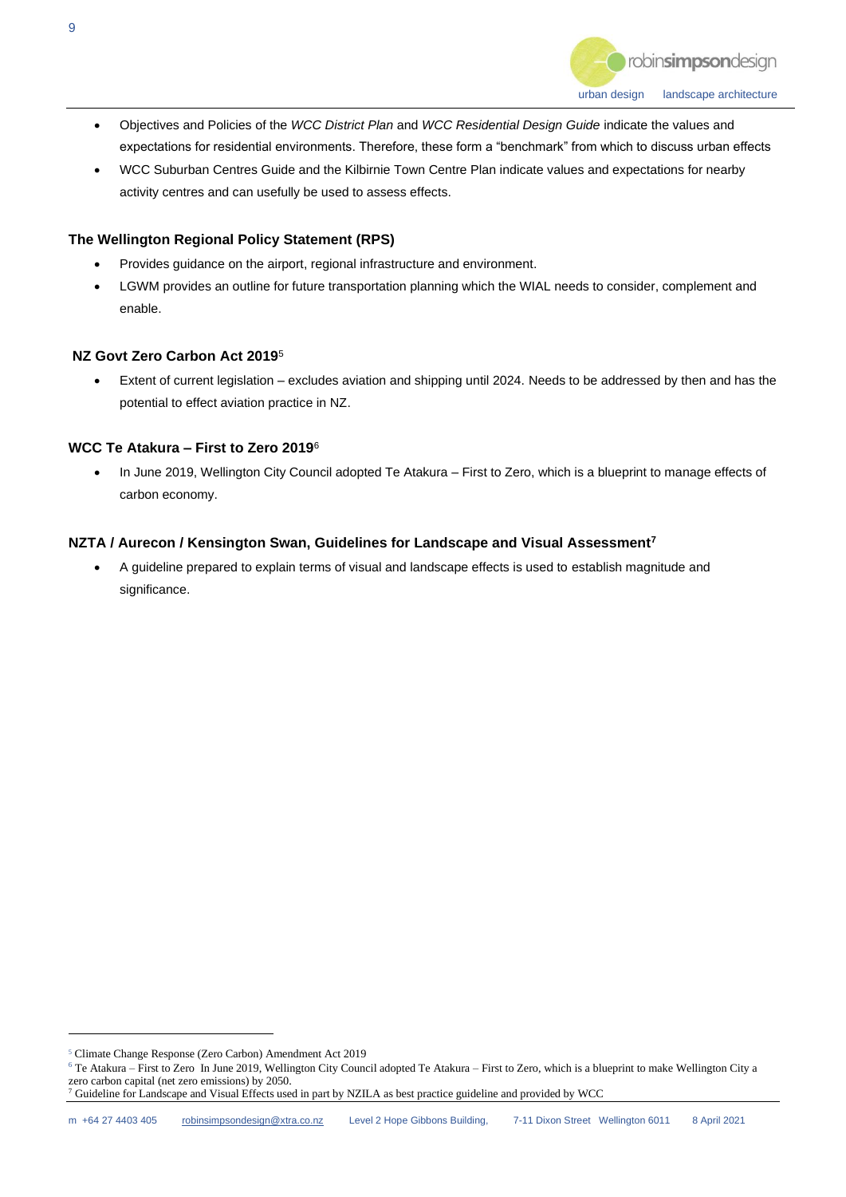- Objectives and Policies of the *WCC District Plan* and *WCC Residential Design Guide* indicate the values and expectations for residential environments. Therefore, these form a "benchmark" from which to discuss urban effects
- WCC Suburban Centres Guide and the Kilbirnie Town Centre Plan indicate values and expectations for nearby activity centres and can usefully be used to assess effects.

**The Wellington Regional Policy Statement (RPS)**

- Provides guidance on the airport, regional infrastructure and environment.
- LGWM provides an outline for future transportation planning which the WIAL needs to consider, complement and enable.

**NZ Govt Zero Carbon Act 2019**[5]

- Extent of current legislation – excludes aviation and shipping until 2024. Needs to be addressed by then and has the potential to effect aviation practice in NZ.

**WCC Te Atakura – First to Zero 2019**[6]

- In June 2019, Wellington City Council adopted Te Atakura – First to Zero, which is a blueprint to manage effects of carbon economy.

**NZTA / Aurecon / Kensington Swan, Guidelines for Landscape and Visual Assessment**[7]

- A guideline prepared to explain terms of visual and landscape effects is used to establish magnitude and significance.

---

[5] Climate Change Response (Zero Carbon) Amendment Act 2019

[6] Te Atakura – First to Zero In June 2019, Wellington City Council adopted Te Atakura – First to Zero, which is a blueprint to make Wellington City a zero carbon capital (net zero emissions) by 2050.

[7] Guideline for Landscape and Visual Effects used in part by NZILA as best practice guideline and provided by WCC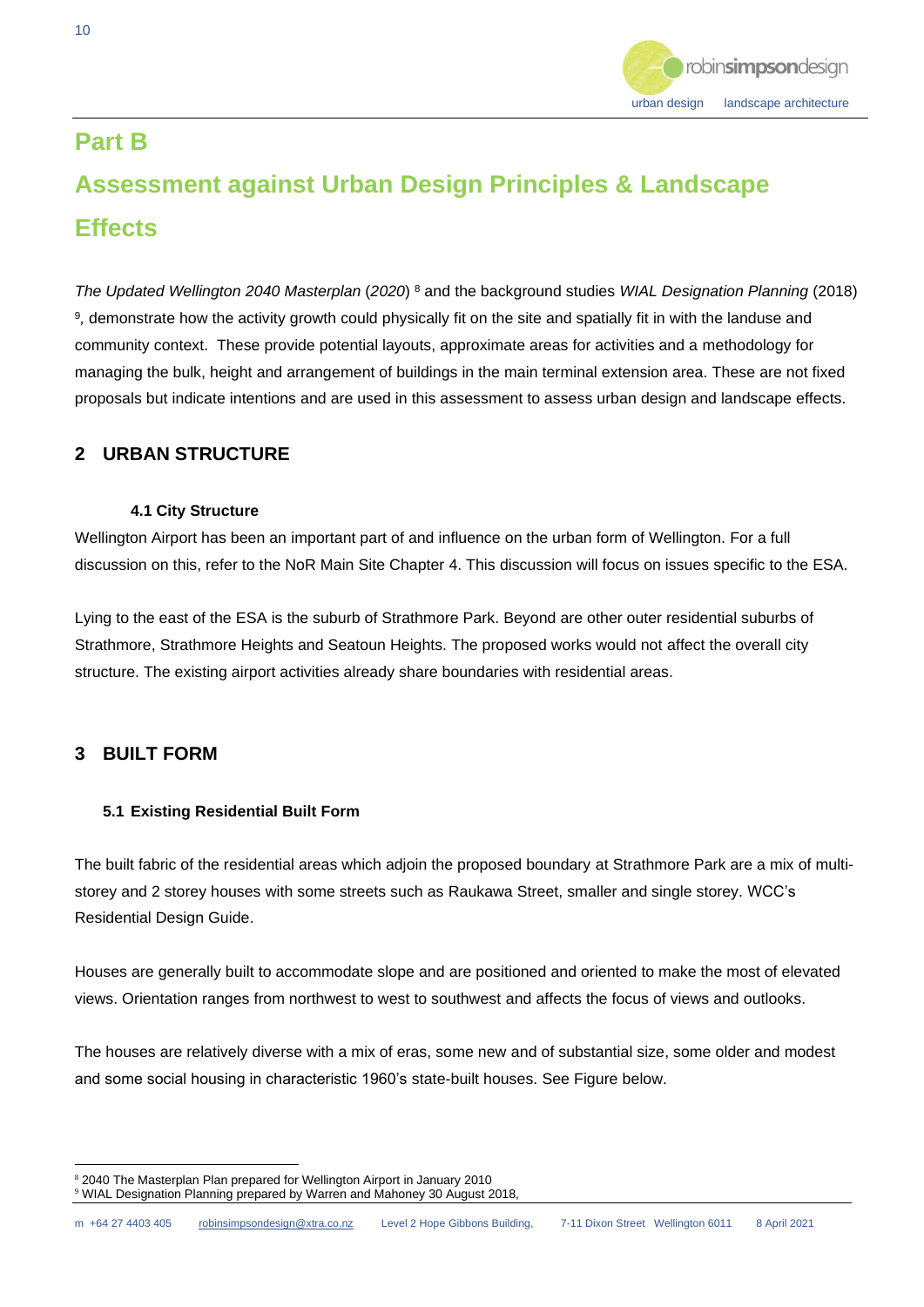# Part B

# Assessment against Urban Design Principles & Landscape Effects

*The Updated Wellington 2040 Masterplan* (*2020*) [8] and the background studies *WIAL Designation Planning* (2018) [9], demonstrate how the activity growth could physically fit on the site and spatially fit in with the landuse and community context. These provide potential layouts, approximate areas for activities and a methodology for managing the bulk, height and arrangement of buildings in the main terminal extension area. These are not fixed proposals but indicate intentions and are used in this assessment to assess urban design and landscape effects.

## 2 URBAN STRUCTURE

#### 4.1 City Structure

Wellington Airport has been an important part of and influence on the urban form of Wellington. For a full discussion on this, refer to the NoR Main Site Chapter 4. This discussion will focus on issues specific to the ESA.

Lying to the east of the ESA is the suburb of Strathmore Park. Beyond are other outer residential suburbs of Strathmore, Strathmore Heights and Seatoun Heights. The proposed works would not affect the overall city structure. The existing airport activities already share boundaries with residential areas.

## 3 BUILT FORM

#### 5.1 Existing Residential Built Form

The built fabric of the residential areas which adjoin the proposed boundary at Strathmore Park are a mix of multi-storey and 2 storey houses with some streets such as Raukawa Street, smaller and single storey. WCC's Residential Design Guide.

Houses are generally built to accommodate slope and are positioned and oriented to make the most of elevated views. Orientation ranges from northwest to west to southwest and affects the focus of views and outlooks.

The houses are relatively diverse with a mix of eras, some new and of substantial size, some older and modest and some social housing in characteristic 1960's state-built houses. See Figure below.

---

[8] 2040 The Masterplan Plan prepared for Wellington Airport in January 2010

[9] WIAL Designation Planning prepared by Warren and Mahoney 30 August 2018,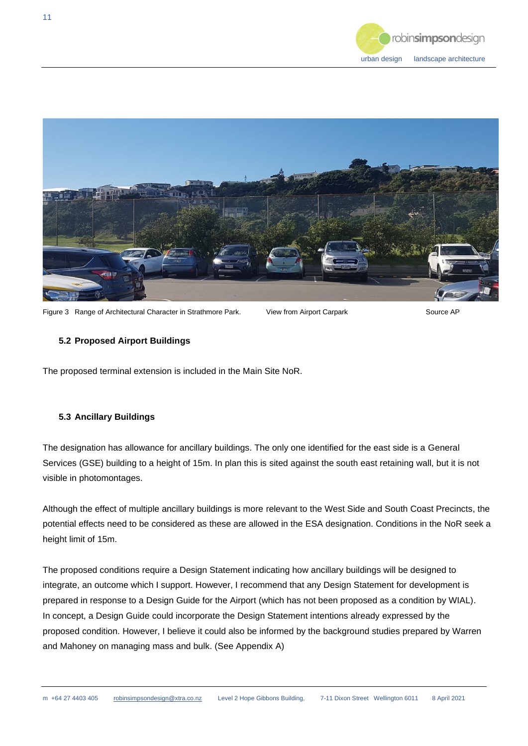Figure 3 Range of Architectural Character in Strathmore Park. View from Airport Carpark Source AP

### 5.2 Proposed Airport Buildings

The proposed terminal extension is included in the Main Site NoR.

### 5.3 Ancillary Buildings

The designation has allowance for ancillary buildings. The only one identified for the east side is a General Services (GSE) building to a height of 15m. In plan this is sited against the south east retaining wall, but it is not visible in photomontages.

Although the effect of multiple ancillary buildings is more relevant to the West Side and South Coast Precincts, the potential effects need to be considered as these are allowed in the ESA designation. Conditions in the NoR seek a height limit of 15m.

The proposed conditions require a Design Statement indicating how ancillary buildings will be designed to integrate, an outcome which I support. However, I recommend that any Design Statement for development is prepared in response to a Design Guide for the Airport (which has not been proposed as a condition by WIAL). In concept, a Design Guide could incorporate the Design Statement intentions already expressed by the proposed condition. However, I believe it could also be informed by the background studies prepared by Warren and Mahoney on managing mass and bulk. (See Appendix A)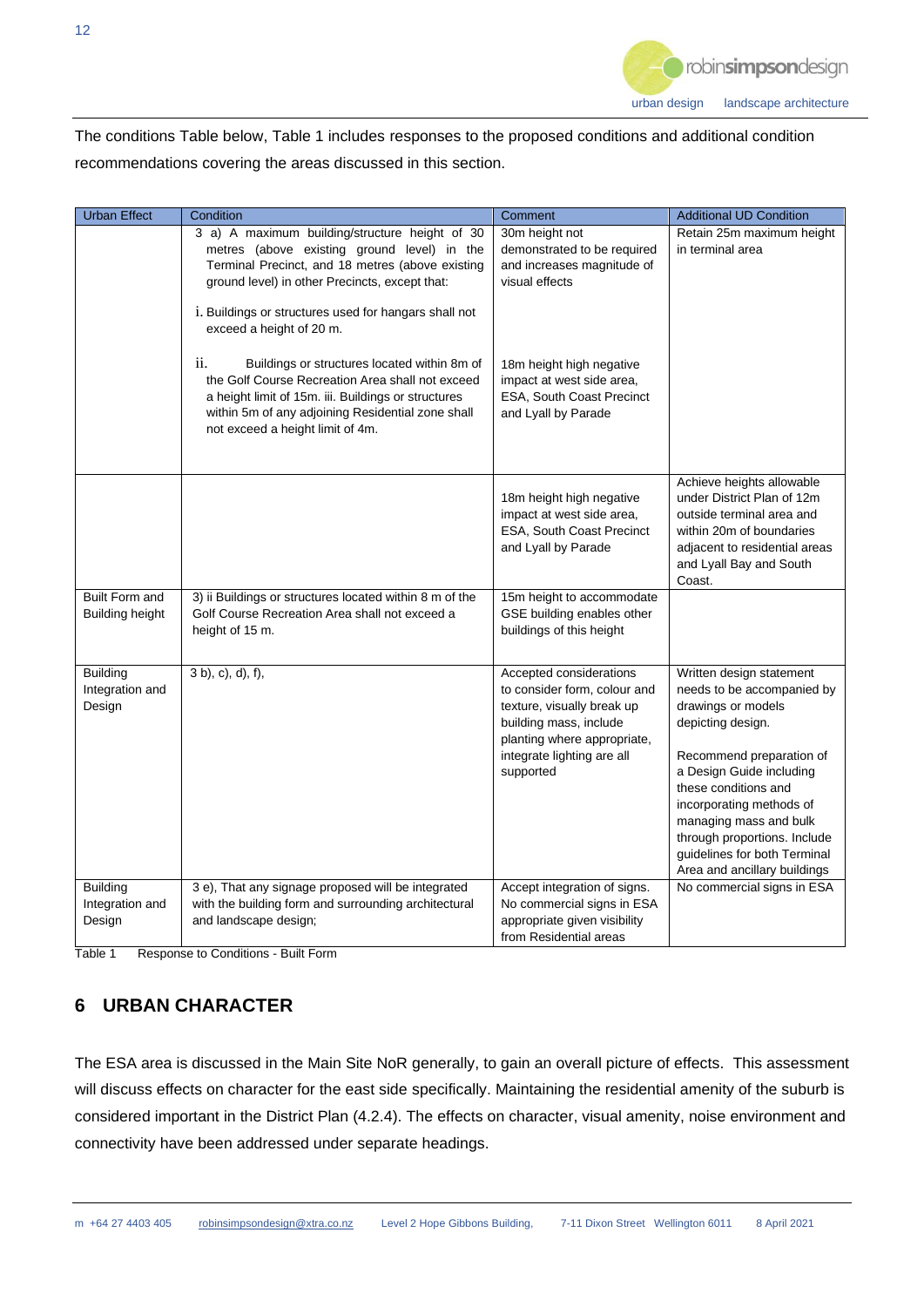The conditions Table below, Table 1 includes responses to the proposed conditions and additional condition recommendations covering the areas discussed in this section.

| Urban Effect | Condition | Comment | Additional UD Condition |
|---|---|---|---|
| | 3 a) A maximum building/structure height of 30 metres (above existing ground level) in the Terminal Precinct, and 18 metres (above existing ground level) in other Precincts, except that:<br><br>i. Buildings or structures used for hangars shall not exceed a height of 20 m.<br><br>ii. Buildings or structures located within 8m of the Golf Course Recreation Area shall not exceed a height limit of 15m. iii. Buildings or structures within 5m of any adjoining Residential zone shall not exceed a height limit of 4m. | 30m height not demonstrated to be required and increases magnitude of visual effects<br><br>18m height high negative impact at west side area, ESA, South Coast Precinct and Lyall by Parade | Retain 25m maximum height in terminal area |
| | | 18m height high negative impact at west side area, ESA, South Coast Precinct and Lyall by Parade | Achieve heights allowable under District Plan of 12m outside terminal area and within 20m of boundaries adjacent to residential areas and Lyall Bay and South Coast. |
| Built Form and Building height | 3) ii Buildings or structures located within 8 m of the Golf Course Recreation Area shall not exceed a height of 15 m. | 15m height to accommodate GSE building enables other buildings of this height | |
| Building Integration and Design | 3 b), c), d), f), | Accepted considerations to consider form, colour and texture, visually break up building mass, include planting where appropriate, integrate lighting are all supported | Written design statement needs to be accompanied by drawings or models depicting design.<br><br>Recommend preparation of a Design Guide including these conditions and incorporating methods of managing mass and bulk through proportions. Include guidelines for both Terminal Area and ancillary buildings |
| Building Integration and Design | 3 e), That any signage proposed will be integrated with the building form and surrounding architectural and landscape design; | Accept integration of signs. No commercial signs in ESA appropriate given visibility from Residential areas | No commercial signs in ESA |

Table 1 Response to Conditions - Built Form

## 6 URBAN CHARACTER

The ESA area is discussed in the Main Site NoR generally, to gain an overall picture of effects. This assessment will discuss effects on character for the east side specifically. Maintaining the residential amenity of the suburb is considered important in the District Plan (4.2.4). The effects on character, visual amenity, noise environment and connectivity have been addressed under separate headings.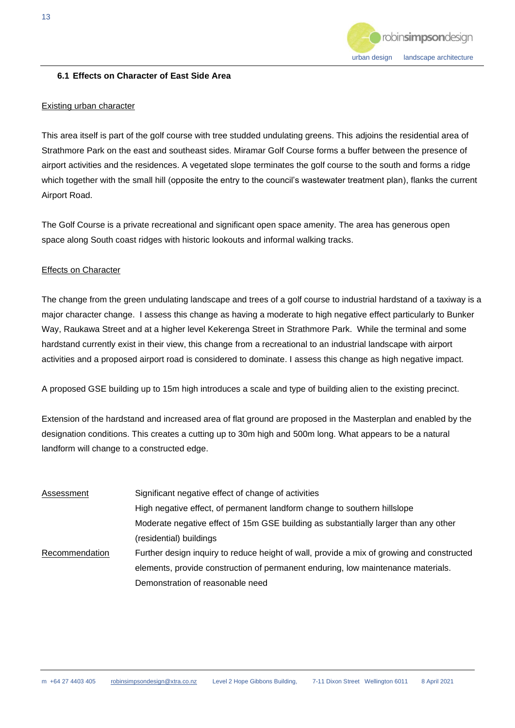### 6.1 Effects on Character of East Side Area

Existing urban character

This area itself is part of the golf course with tree studded undulating greens. This adjoins the residential area of Strathmore Park on the east and southeast sides. Miramar Golf Course forms a buffer between the presence of airport activities and the residences. A vegetated slope terminates the golf course to the south and forms a ridge which together with the small hill (opposite the entry to the council's wastewater treatment plan), flanks the current Airport Road.

The Golf Course is a private recreational and significant open space amenity. The area has generous open space along South coast ridges with historic lookouts and informal walking tracks.

Effects on Character

The change from the green undulating landscape and trees of a golf course to industrial hardstand of a taxiway is a major character change. I assess this change as having a moderate to high negative effect particularly to Bunker Way, Raukawa Street and at a higher level Kekerenga Street in Strathmore Park. While the terminal and some hardstand currently exist in their view, this change from a recreational to an industrial landscape with airport activities and a proposed airport road is considered to dominate. I assess this change as high negative impact.

A proposed GSE building up to 15m high introduces a scale and type of building alien to the existing precinct.

Extension of the hardstand and increased area of flat ground are proposed in the Masterplan and enabled by the designation conditions. This creates a cutting up to 30m high and 500m long. What appears to be a natural landform will change to a constructed edge.

| | |
|---|---|
| Assessment | Significant negative effect of change of activities<br>High negative effect, of permanent landform change to southern hillslope<br>Moderate negative effect of 15m GSE building as substantially larger than any other (residential) buildings |
| Recommendation | Further design inquiry to reduce height of wall, provide a mix of growing and constructed elements, provide construction of permanent enduring, low maintenance materials.<br>Demonstration of reasonable need |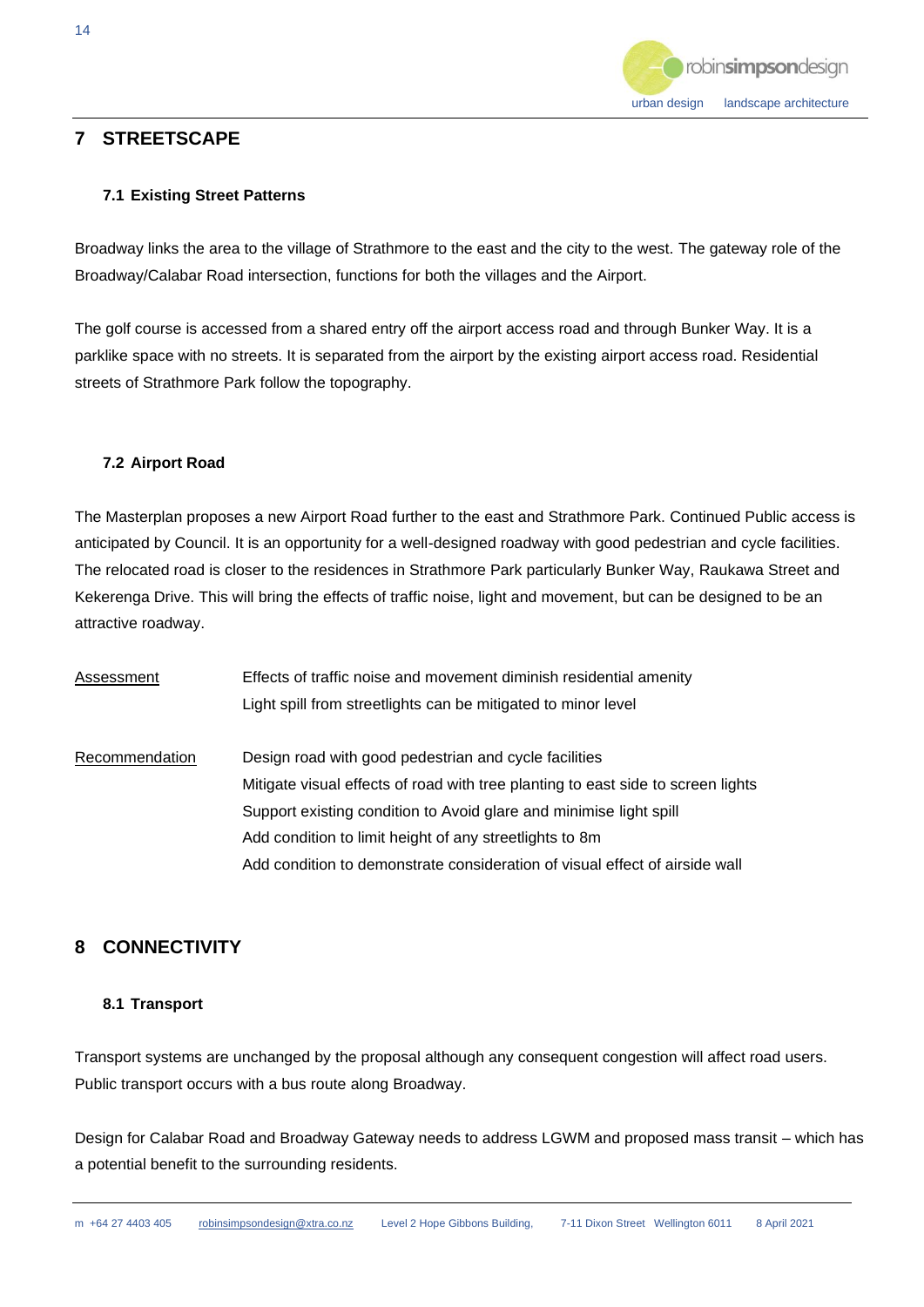## 7 STREETSCAPE

### 7.1 Existing Street Patterns

Broadway links the area to the village of Strathmore to the east and the city to the west. The gateway role of the Broadway/Calabar Road intersection, functions for both the villages and the Airport.

The golf course is accessed from a shared entry off the airport access road and through Bunker Way. It is a parklike space with no streets. It is separated from the airport by the existing airport access road. Residential streets of Strathmore Park follow the topography.

### 7.2 Airport Road

The Masterplan proposes a new Airport Road further to the east and Strathmore Park. Continued Public access is anticipated by Council. It is an opportunity for a well-designed roadway with good pedestrian and cycle facilities. The relocated road is closer to the residences in Strathmore Park particularly Bunker Way, Raukawa Street and Kekerenga Drive. This will bring the effects of traffic noise, light and movement, but can be designed to be an attractive roadway.

<u>Assessment</u>

Effects of traffic noise and movement diminish residential amenity
Light spill from streetlights can be mitigated to minor level

<u>Recommendation</u>

Design road with good pedestrian and cycle facilities
Mitigate visual effects of road with tree planting to east side to screen lights
Support existing condition to Avoid glare and minimise light spill
Add condition to limit height of any streetlights to 8m
Add condition to demonstrate consideration of visual effect of airside wall

## 8 CONNECTIVITY

### 8.1 Transport

Transport systems are unchanged by the proposal although any consequent congestion will affect road users. Public transport occurs with a bus route along Broadway.

Design for Calabar Road and Broadway Gateway needs to address LGWM and proposed mass transit – which has a potential benefit to the surrounding residents.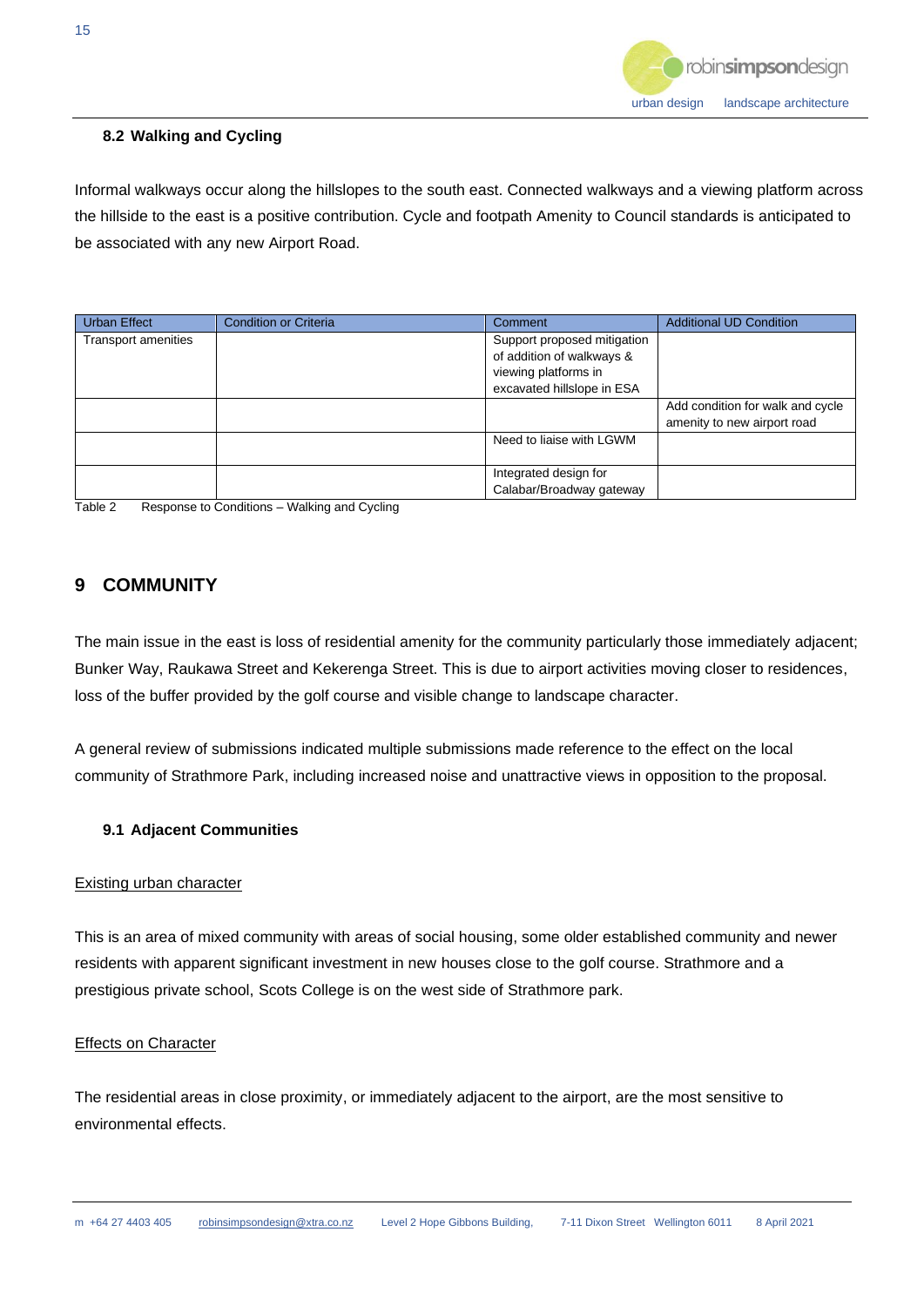### 8.2 Walking and Cycling

Informal walkways occur along the hillslopes to the south east. Connected walkways and a viewing platform across the hillside to the east is a positive contribution. Cycle and footpath Amenity to Council standards is anticipated to be associated with any new Airport Road.

| Urban Effect | Condition or Criteria | Comment | Additional UD Condition |
|---|---|---|---|
| Transport amenities | | Support proposed mitigation of addition of walkways & viewing platforms in excavated hillslope in ESA | |
| | | | Add condition for walk and cycle amenity to new airport road |
| | | Need to liaise with LGWM | |
| | | Integrated design for Calabar/Broadway gateway | |

Table 2 Response to Conditions – Walking and Cycling

## 9 COMMUNITY

The main issue in the east is loss of residential amenity for the community particularly those immediately adjacent; Bunker Way, Raukawa Street and Kekerenga Street. This is due to airport activities moving closer to residences, loss of the buffer provided by the golf course and visible change to landscape character.

A general review of submissions indicated multiple submissions made reference to the effect on the local community of Strathmore Park, including increased noise and unattractive views in opposition to the proposal.

### 9.1 Adjacent Communities

Existing urban character

This is an area of mixed community with areas of social housing, some older established community and newer residents with apparent significant investment in new houses close to the golf course. Strathmore and a prestigious private school, Scots College is on the west side of Strathmore park.

Effects on Character

The residential areas in close proximity, or immediately adjacent to the airport, are the most sensitive to environmental effects.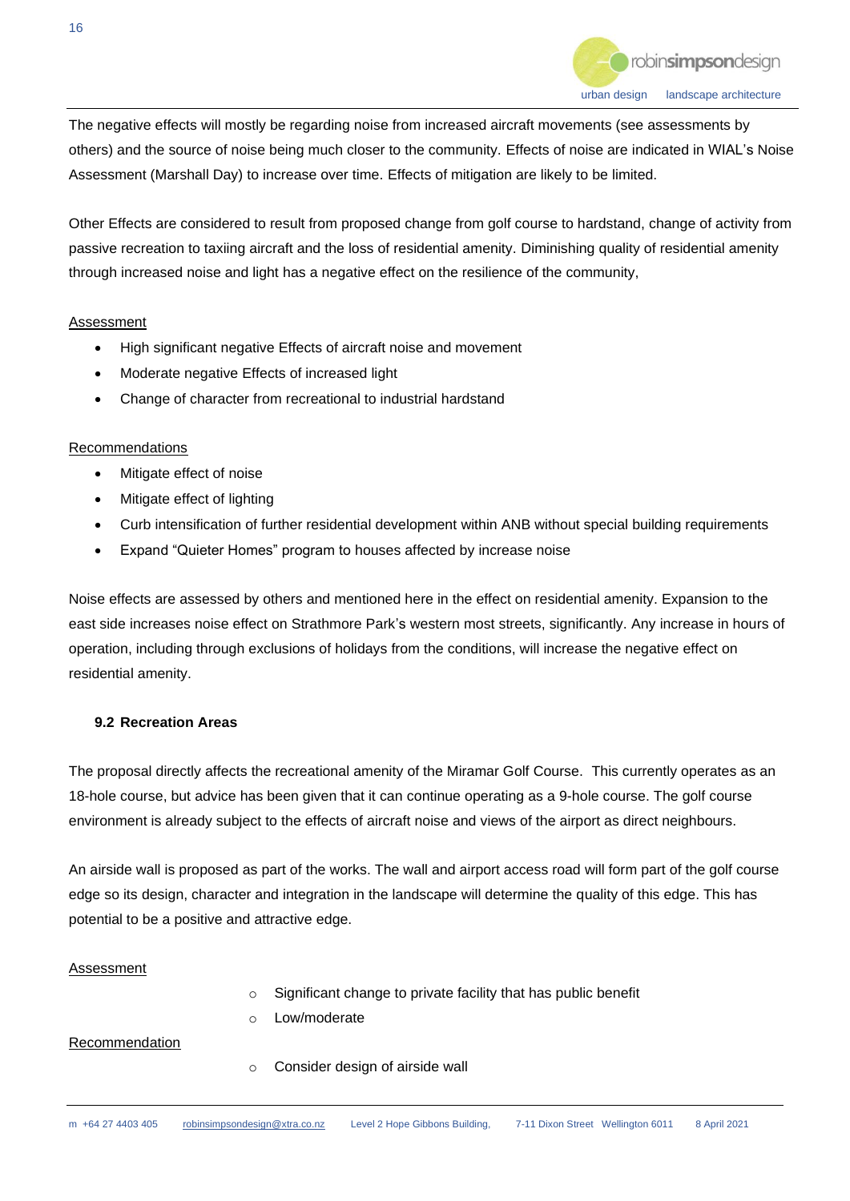The negative effects will mostly be regarding noise from increased aircraft movements (see assessments by others) and the source of noise being much closer to the community. Effects of noise are indicated in WIAL's Noise Assessment (Marshall Day) to increase over time. Effects of mitigation are likely to be limited.

Other Effects are considered to result from proposed change from golf course to hardstand, change of activity from passive recreation to taxiing aircraft and the loss of residential amenity. Diminishing quality of residential amenity through increased noise and light has a negative effect on the resilience of the community,

Assessment

- High significant negative Effects of aircraft noise and movement
- Moderate negative Effects of increased light
- Change of character from recreational to industrial hardstand

Recommendations

- Mitigate effect of noise
- Mitigate effect of lighting
- Curb intensification of further residential development within ANB without special building requirements
- Expand "Quieter Homes" program to houses affected by increase noise

Noise effects are assessed by others and mentioned here in the effect on residential amenity. Expansion to the east side increases noise effect on Strathmore Park's western most streets, significantly. Any increase in hours of operation, including through exclusions of holidays from the conditions, will increase the negative effect on residential amenity.

### 9.2 Recreation Areas

The proposal directly affects the recreational amenity of the Miramar Golf Course. This currently operates as an 18-hole course, but advice has been given that it can continue operating as a 9-hole course. The golf course environment is already subject to the effects of aircraft noise and views of the airport as direct neighbours.

An airside wall is proposed as part of the works. The wall and airport access road will form part of the golf course edge so its design, character and integration in the landscape will determine the quality of this edge. This has potential to be a positive and attractive edge.

Assessment

- Significant change to private facility that has public benefit
- Low/moderate

Recommendation

- Consider design of airside wall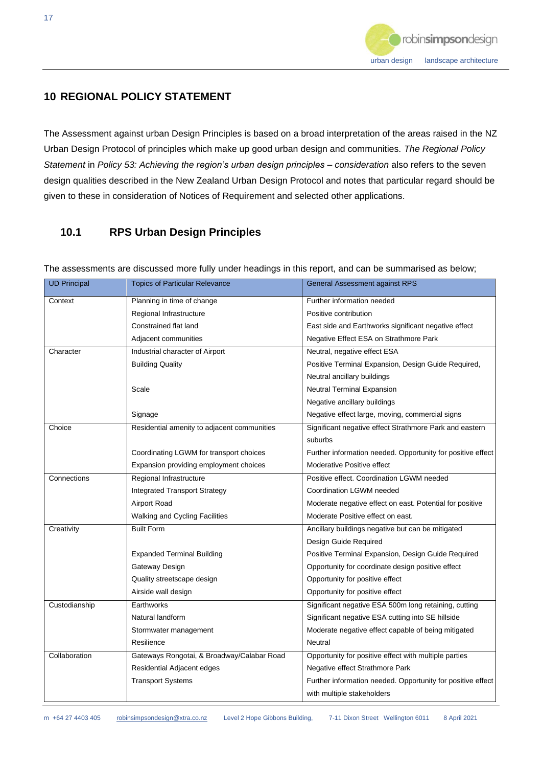## 10 REGIONAL POLICY STATEMENT

The Assessment against urban Design Principles is based on a broad interpretation of the areas raised in the NZ Urban Design Protocol of principles which make up good urban design and communities. *The Regional Policy Statement* in *Policy 53: Achieving the region's urban design principles – consideration* also refers to the seven design qualities described in the New Zealand Urban Design Protocol and notes that particular regard should be given to these in consideration of Notices of Requirement and selected other applications.

### 10.1 RPS Urban Design Principles

The assessments are discussed more fully under headings in this report, and can be summarised as below;

| UD Principal | Topics of Particular Relevance | General Assessment against RPS |
|---|---|---|
| Context | Planning in time of change | Further information needed |
| | Regional Infrastructure | Positive contribution |
| | Constrained flat land | East side and Earthworks significant negative effect |
| | Adjacent communities | Negative Effect ESA on Strathmore Park |
| Character | Industrial character of Airport | Neutral, negative effect ESA |
| | Building Quality | Positive Terminal Expansion, Design Guide Required, Neutral ancillary buildings |
| | Scale | Neutral Terminal Expansion Negative ancillary buildings |
| | Signage | Negative effect large, moving, commercial signs |
| Choice | Residential amenity to adjacent communities | Significant negative effect Strathmore Park and eastern suburbs |
| | Coordinating LGWM for transport choices | Further information needed. Opportunity for positive effect |
| | Expansion providing employment choices | Moderative Positive effect |
| Connections | Regional Infrastructure | Positive effect. Coordination LGWM needed |
| | Integrated Transport Strategy | Coordination LGWM needed |
| | Airport Road | Moderate negative effect on east. Potential for positive |
| | Walking and Cycling Facilities | Moderate Positive effect on east. |
| Creativity | Built Form | Ancillary buildings negative but can be mitigated Design Guide Required |
| | Expanded Terminal Building | Positive Terminal Expansion, Design Guide Required |
| | Gateway Design | Opportunity for coordinate design positive effect |
| | Quality streetscape design | Opportunity for positive effect |
| | Airside wall design | Opportunity for positive effect |
| Custodianship | Earthworks | Significant negative ESA 500m long retaining, cutting |
| | Natural landform | Significant negative ESA cutting into SE hillside |
| | Stormwater management | Moderate negative effect capable of being mitigated |
| | Resilience | Neutral |
| Collaboration | Gateways Rongotai, & Broadway/Calabar Road | Opportunity for positive effect with multiple parties |
| | Residential Adjacent edges | Negative effect Strathmore Park |
| | Transport Systems | Further information needed. Opportunity for positive effect with multiple stakeholders |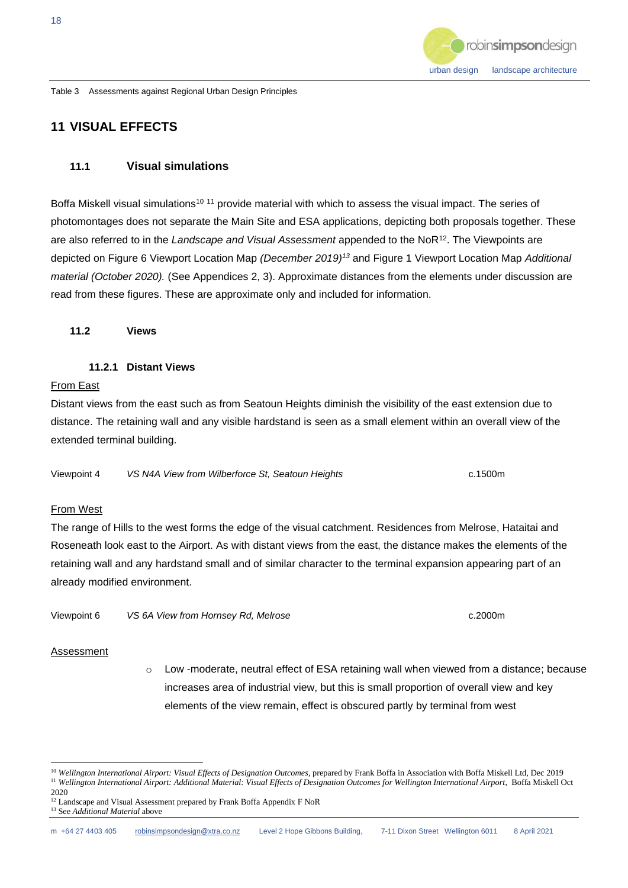Table 3 Assessments against Regional Urban Design Principles

# 11 VISUAL EFFECTS

## 11.1 Visual simulations

Boffa Miskell visual simulations[10] [11] provide material with which to assess the visual impact. The series of photomontages does not separate the Main Site and ESA applications, depicting both proposals together. These are also referred to in the *Landscape and Visual Assessment* appended to the NoR[12]. The Viewpoints are depicted on Figure 6 Viewport Location Map *(December 2019)[13]* and Figure 1 Viewport Location Map *Additional material (October 2020).* (See Appendices 2, 3). Approximate distances from the elements under discussion are read from these figures. These are approximate only and included for information.

## 11.2 Views

### 11.2.1 Distant Views

From East

Distant views from the east such as from Seatoun Heights diminish the visibility of the east extension due to distance. The retaining wall and any visible hardstand is seen as a small element within an overall view of the extended terminal building.

| Viewpoint 4 | *VS N4A View from Wilberforce St, Seatoun Heights* | c.1500m |
|---|---|---|

From West

The range of Hills to the west forms the edge of the visual catchment. Residences from Melrose, Hataitai and Roseneath look east to the Airport. As with distant views from the east, the distance makes the elements of the retaining wall and any hardstand small and of similar character to the terminal expansion appearing part of an already modified environment.

| Viewpoint 6 | *VS 6A View from Hornsey Rd, Melrose* | c.2000m |
|---|---|---|

Assessment

- Low -moderate, neutral effect of ESA retaining wall when viewed from a distance; because increases area of industrial view, but this is small proportion of overall view and key elements of the view remain, effect is obscured partly by terminal from west

---

[10] *Wellington International Airport: Visual Effects of Designation Outcomes*, prepared by Frank Boffa in Association with Boffa Miskell Ltd, Dec 2019

[11] *Wellington International Airport: Additional Material: Visual Effects of Designation Outcomes for Wellington International Airport*, Boffa Miskell Oct 2020

[12] Landscape and Visual Assessment prepared by Frank Boffa Appendix F NoR

[13] See *Additional Material* above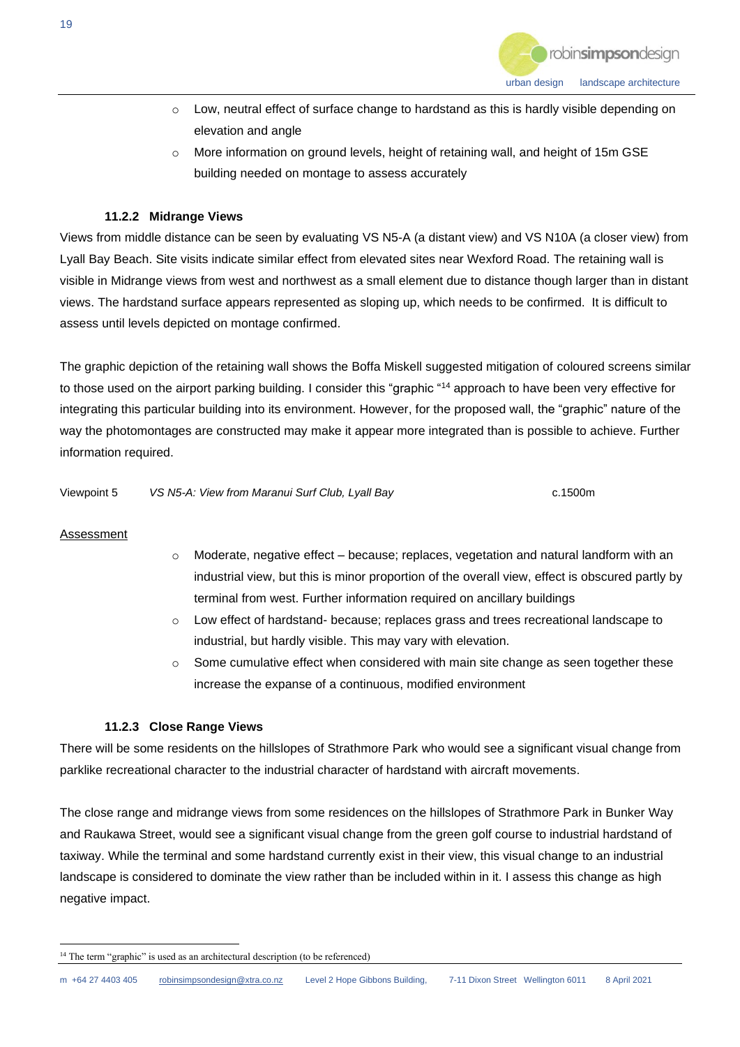- Low, neutral effect of surface change to hardstand as this is hardly visible depending on elevation and angle
- More information on ground levels, height of retaining wall, and height of 15m GSE building needed on montage to assess accurately

### 11.2.2 Midrange Views

Views from middle distance can be seen by evaluating VS N5-A (a distant view) and VS N10A (a closer view) from Lyall Bay Beach. Site visits indicate similar effect from elevated sites near Wexford Road. The retaining wall is visible in Midrange views from west and northwest as a small element due to distance though larger than in distant views. The hardstand surface appears represented as sloping up, which needs to be confirmed. It is difficult to assess until levels depicted on montage confirmed.

The graphic depiction of the retaining wall shows the Boffa Miskell suggested mitigation of coloured screens similar to those used on the airport parking building. I consider this "graphic "[14] approach to have been very effective for integrating this particular building into its environment. However, for the proposed wall, the "graphic" nature of the way the photomontages are constructed may make it appear more integrated than is possible to achieve. Further information required.

Viewpoint 5 *VS N5-A: View from Maranui Surf Club, Lyall Bay* c.1500m

<u>Assessment</u>

- Moderate, negative effect – because; replaces, vegetation and natural landform with an industrial view, but this is minor proportion of the overall view, effect is obscured partly by terminal from west. Further information required on ancillary buildings
- Low effect of hardstand- because; replaces grass and trees recreational landscape to industrial, but hardly visible. This may vary with elevation.
- Some cumulative effect when considered with main site change as seen together these increase the expanse of a continuous, modified environment

### 11.2.3 Close Range Views

There will be some residents on the hillslopes of Strathmore Park who would see a significant visual change from parklike recreational character to the industrial character of hardstand with aircraft movements.

The close range and midrange views from some residences on the hillslopes of Strathmore Park in Bunker Way and Raukawa Street, would see a significant visual change from the green golf course to industrial hardstand of taxiway. While the terminal and some hardstand currently exist in their view, this visual change to an industrial landscape is considered to dominate the view rather than be included within in it. I assess this change as high negative impact.

---

[14] The term "graphic" is used as an architectural description (to be referenced)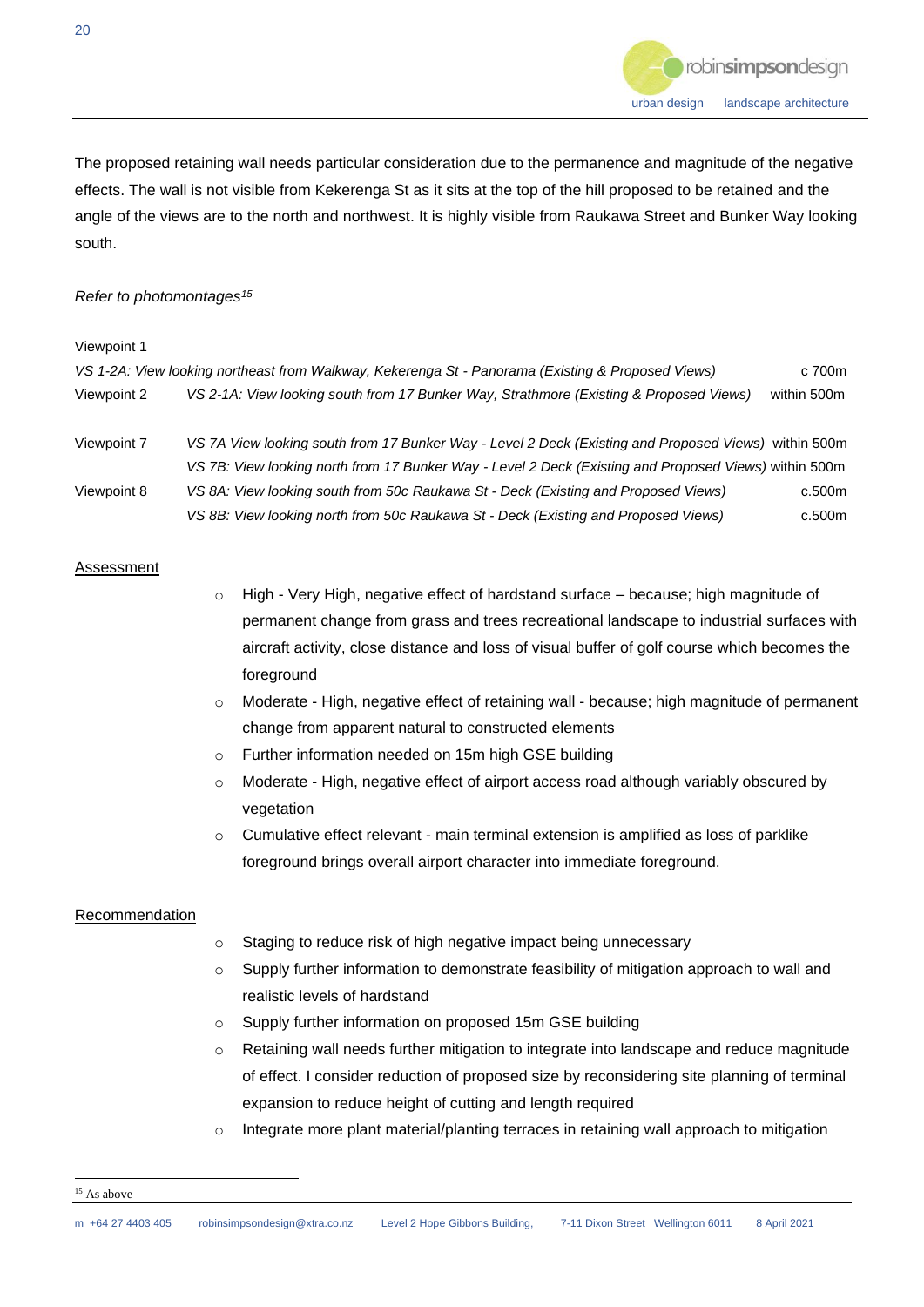The proposed retaining wall needs particular consideration due to the permanence and magnitude of the negative effects. The wall is not visible from Kekerenga St as it sits at the top of the hill proposed to be retained and the angle of the views are to the north and northwest. It is highly visible from Raukawa Street and Bunker Way looking south.

*Refer to photomontages*[15]

| Viewpoint | View | Distance |
|---|---|---|
| Viewpoint 1 | *VS 1-2A: View looking northeast from Walkway, Kekerenga St - Panorama (Existing & Proposed Views)* | c 700m |
| Viewpoint 2 | *VS 2-1A: View looking south from 17 Bunker Way, Strathmore (Existing & Proposed Views)* | within 500m |
| Viewpoint 7 | *VS 7A View looking south from 17 Bunker Way - Level 2 Deck (Existing and Proposed Views)* | within 500m |
| | *VS 7B: View looking north from 17 Bunker Way - Level 2 Deck (Existing and Proposed Views)* | within 500m |
| Viewpoint 8 | *VS 8A: View looking south from 50c Raukawa St - Deck (Existing and Proposed Views)* | c.500m |
| | *VS 8B: View looking north from 50c Raukawa St - Deck (Existing and Proposed Views)* | c.500m |

<u>Assessment</u>

- High - Very High, negative effect of hardstand surface – because; high magnitude of permanent change from grass and trees recreational landscape to industrial surfaces with aircraft activity, close distance and loss of visual buffer of golf course which becomes the foreground
- Moderate - High, negative effect of retaining wall - because; high magnitude of permanent change from apparent natural to constructed elements
- Further information needed on 15m high GSE building
- Moderate - High, negative effect of airport access road although variably obscured by vegetation
- Cumulative effect relevant - main terminal extension is amplified as loss of parklike foreground brings overall airport character into immediate foreground.

<u>Recommendation</u>

- Staging to reduce risk of high negative impact being unnecessary
- Supply further information to demonstrate feasibility of mitigation approach to wall and realistic levels of hardstand
- Supply further information on proposed 15m GSE building
- Retaining wall needs further mitigation to integrate into landscape and reduce magnitude of effect. I consider reduction of proposed size by reconsidering site planning of terminal expansion to reduce height of cutting and length required
- Integrate more plant material/planting terraces in retaining wall approach to mitigation

---

[15] As above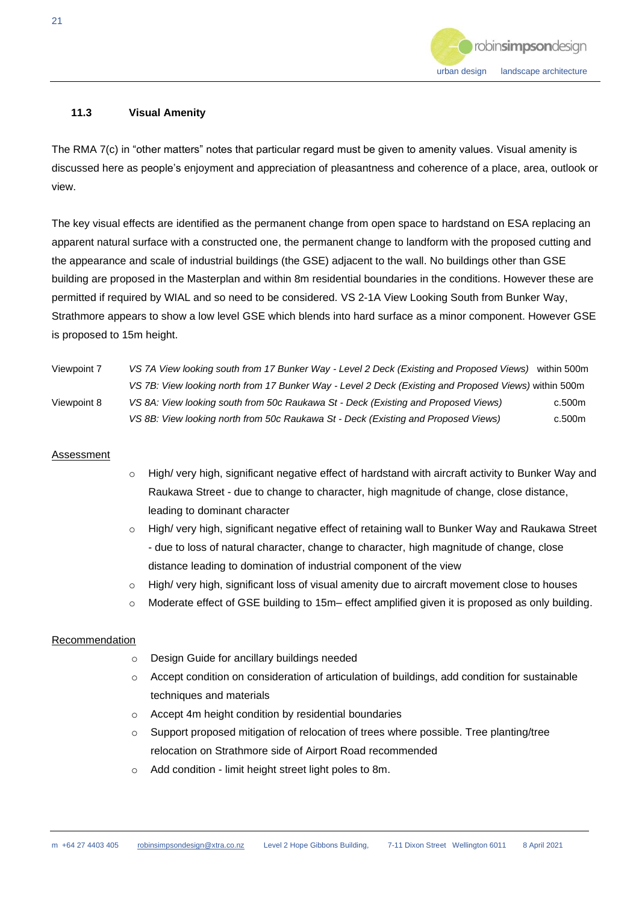### 11.3 Visual Amenity

The RMA 7(c) in "other matters" notes that particular regard must be given to amenity values. Visual amenity is discussed here as people's enjoyment and appreciation of pleasantness and coherence of a place, area, outlook or view.

The key visual effects are identified as the permanent change from open space to hardstand on ESA replacing an apparent natural surface with a constructed one, the permanent change to landform with the proposed cutting and the appearance and scale of industrial buildings (the GSE) adjacent to the wall. No buildings other than GSE building are proposed in the Masterplan and within 8m residential boundaries in the conditions. However these are permitted if required by WIAL and so need to be considered. VS 2-1A View Looking South from Bunker Way, Strathmore appears to show a low level GSE which blends into hard surface as a minor component. However GSE is proposed to 15m height.

| | | |
|---|---|---|
| Viewpoint 7 | *VS 7A View looking south from 17 Bunker Way - Level 2 Deck (Existing and Proposed Views)* | within 500m |
| | *VS 7B: View looking north from 17 Bunker Way - Level 2 Deck (Existing and Proposed Views)* | within 500m |
| Viewpoint 8 | *VS 8A: View looking south from 50c Raukawa St - Deck (Existing and Proposed Views)* | c.500m |
| | *VS 8B: View looking north from 50c Raukawa St - Deck (Existing and Proposed Views)* | c.500m |

<u>Assessment</u>

- High/ very high, significant negative effect of hardstand with aircraft activity to Bunker Way and Raukawa Street - due to change to character, high magnitude of change, close distance, leading to dominant character
- High/ very high, significant negative effect of retaining wall to Bunker Way and Raukawa Street - due to loss of natural character, change to character, high magnitude of change, close distance leading to domination of industrial component of the view
- High/ very high, significant loss of visual amenity due to aircraft movement close to houses
- Moderate effect of GSE building to 15m– effect amplified given it is proposed as only building.

<u>Recommendation</u>

- Design Guide for ancillary buildings needed
- Accept condition on consideration of articulation of buildings, add condition for sustainable techniques and materials
- Accept 4m height condition by residential boundaries
- Support proposed mitigation of relocation of trees where possible. Tree planting/tree relocation on Strathmore side of Airport Road recommended
- Add condition - limit height street light poles to 8m.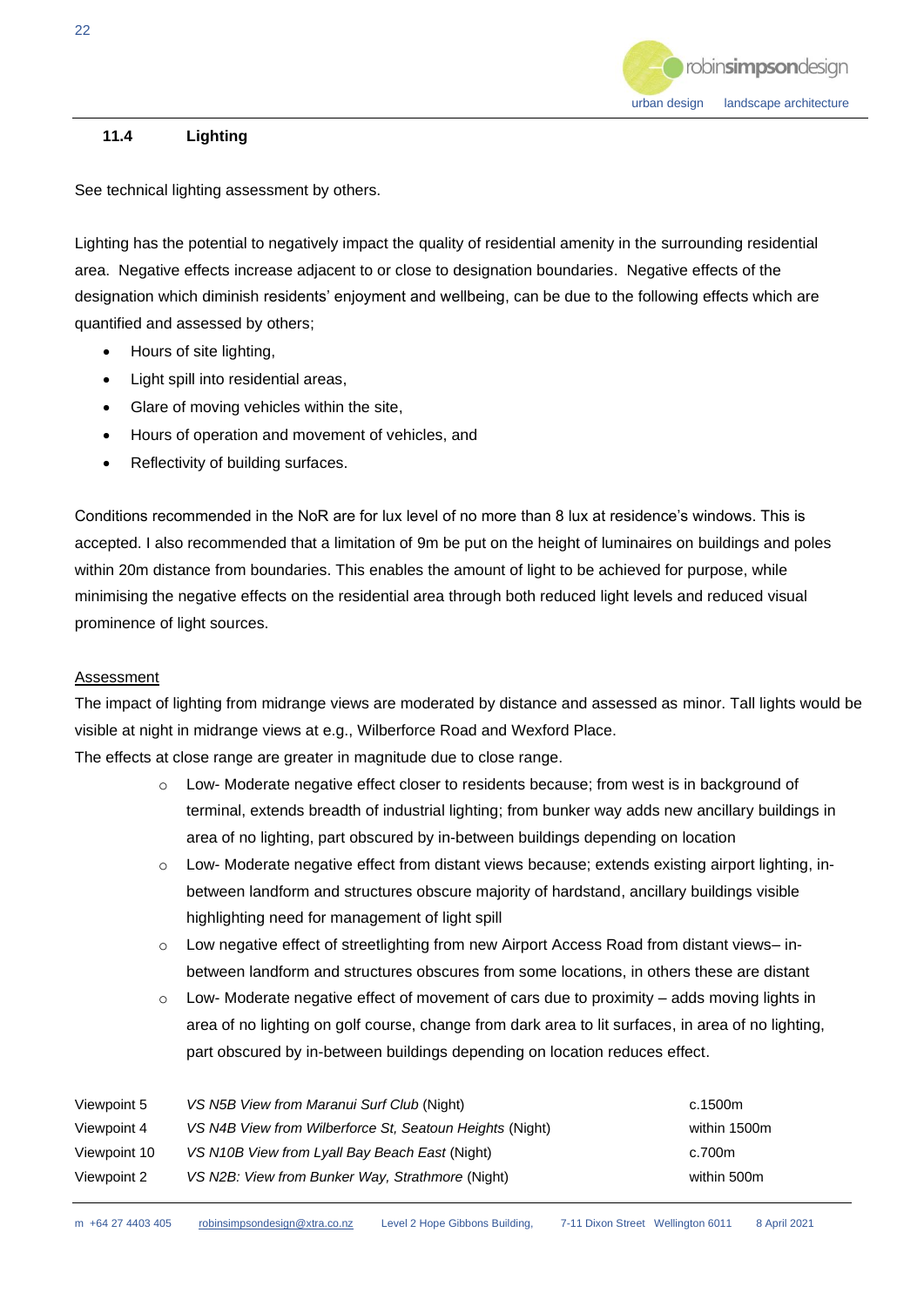## 11.4 Lighting

See technical lighting assessment by others.

Lighting has the potential to negatively impact the quality of residential amenity in the surrounding residential area. Negative effects increase adjacent to or close to designation boundaries. Negative effects of the designation which diminish residents' enjoyment and wellbeing, can be due to the following effects which are quantified and assessed by others;

- Hours of site lighting,
- Light spill into residential areas,
- Glare of moving vehicles within the site,
- Hours of operation and movement of vehicles, and
- Reflectivity of building surfaces.

Conditions recommended in the NoR are for lux level of no more than 8 lux at residence's windows. This is accepted. I also recommended that a limitation of 9m be put on the height of luminaires on buildings and poles within 20m distance from boundaries. This enables the amount of light to be achieved for purpose, while minimising the negative effects on the residential area through both reduced light levels and reduced visual prominence of light sources.

<u>Assessment</u>

The impact of lighting from midrange views are moderated by distance and assessed as minor. Tall lights would be visible at night in midrange views at e.g., Wilberforce Road and Wexford Place.

The effects at close range are greater in magnitude due to close range.

- Low- Moderate negative effect closer to residents because; from west is in background of terminal, extends breadth of industrial lighting; from bunker way adds new ancillary buildings in area of no lighting, part obscured by in-between buildings depending on location
- Low- Moderate negative effect from distant views because; extends existing airport lighting, in-between landform and structures obscure majority of hardstand, ancillary buildings visible highlighting need for management of light spill
- Low negative effect of streetlighting from new Airport Access Road from distant views– in-between landform and structures obscures from some locations, in others these are distant
- Low- Moderate negative effect of movement of cars due to proximity – adds moving lights in area of no lighting on golf course, change from dark area to lit surfaces, in area of no lighting, part obscured by in-between buildings depending on location reduces effect.

| | | |
|---|---|---|
| Viewpoint 5 | *VS N5B View from Maranui Surf Club* (Night) | c.1500m |
| Viewpoint 4 | *VS N4B View from Wilberforce St, Seatoun Heights* (Night) | within 1500m |
| Viewpoint 10 | *VS N10B View from Lyall Bay Beach East* (Night) | c.700m |
| Viewpoint 2 | *VS N2B: View from Bunker Way, Strathmore* (Night) | within 500m |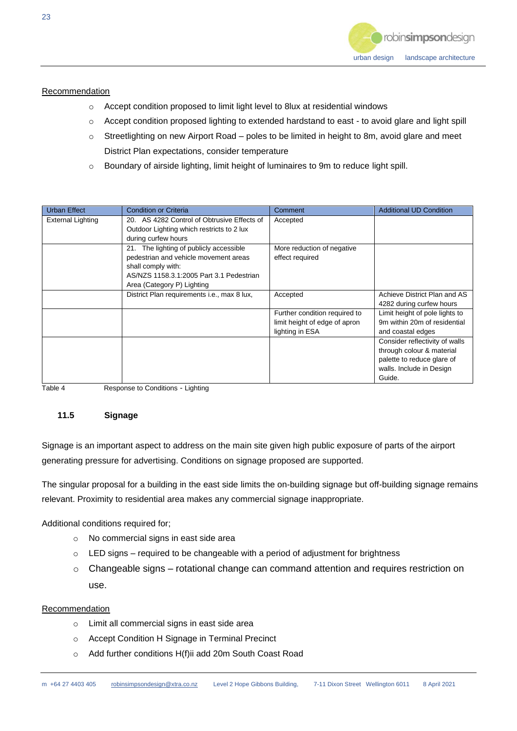Recommendation

- Accept condition proposed to limit light level to 8lux at residential windows
- Accept condition proposed lighting to extended hardstand to east - to avoid glare and light spill
- Streetlighting on new Airport Road – poles to be limited in height to 8m, avoid glare and meet District Plan expectations, consider temperature
- Boundary of airside lighting, limit height of luminaires to 9m to reduce light spill.

| Urban Effect | Condition or Criteria | Comment | Additional UD Condition |
|---|---|---|---|
| External Lighting | 20. AS 4282 Control of Obtrusive Effects of Outdoor Lighting which restricts to 2 lux during curfew hours | Accepted | |
| | 21. The lighting of publicly accessible pedestrian and vehicle movement areas shall comply with: AS/NZS 1158.3.1:2005 Part 3.1 Pedestrian Area (Category P) Lighting | More reduction of negative effect required | |
| | District Plan requirements i.e., max 8 lux, | Accepted | Achieve District Plan and AS 4282 during curfew hours |
| | | Further condition required to limit height of edge of apron lighting in ESA | Limit height of pole lights to 9m within 20m of residential and coastal edges |
| | | | Consider reflectivity of walls through colour & material palette to reduce glare of walls. Include in Design Guide. |

Table 4 Response to Conditions - Lighting

### 11.5 Signage

Signage is an important aspect to address on the main site given high public exposure of parts of the airport generating pressure for advertising. Conditions on signage proposed are supported.

The singular proposal for a building in the east side limits the on-building signage but off-building signage remains relevant. Proximity to residential area makes any commercial signage inappropriate.

Additional conditions required for;

- No commercial signs in east side area
- LED signs – required to be changeable with a period of adjustment for brightness
- Changeable signs – rotational change can command attention and requires restriction on use.

Recommendation

- Limit all commercial signs in east side area
- Accept Condition H Signage in Terminal Precinct
- Add further conditions H(f)ii add 20m South Coast Road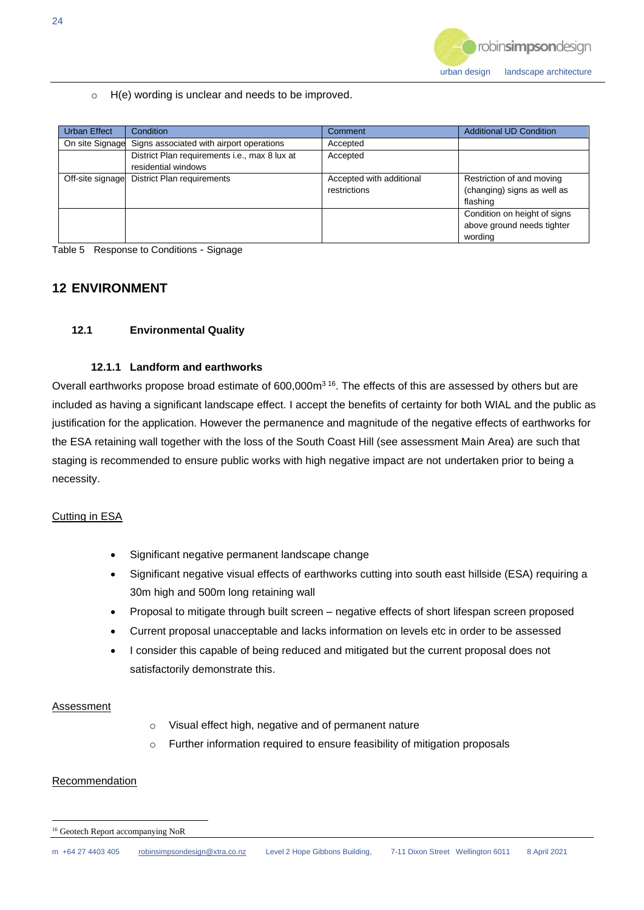- H(e) wording is unclear and needs to be improved.

| Urban Effect | Condition | Comment | Additional UD Condition |
| --- | --- | --- | --- |
| On site Signage | Signs associated with airport operations | Accepted | |
| | District Plan requirements i.e., max 8 lux at residential windows | Accepted | |
| Off-site signage | District Plan requirements | Accepted with additional restrictions | Restriction of and moving (changing) signs as well as flashing |
| | | | Condition on height of signs above ground needs tighter wording |

Table 5 Response to Conditions - Signage

# 12 ENVIRONMENT

## 12.1 Environmental Quality

### 12.1.1 Landform and earthworks

Overall earthworks propose broad estimate of 600,000m$^3$ [16]. The effects of this are assessed by others but are included as having a significant landscape effect. I accept the benefits of certainty for both WIAL and the public as justification for the application. However the permanence and magnitude of the negative effects of earthworks for the ESA retaining wall together with the loss of the South Coast Hill (see assessment Main Area) are such that staging is recommended to ensure public works with high negative impact are not undertaken prior to being a necessity.

Cutting in ESA

- Significant negative permanent landscape change
- Significant negative visual effects of earthworks cutting into south east hillside (ESA) requiring a 30m high and 500m long retaining wall
- Proposal to mitigate through built screen – negative effects of short lifespan screen proposed
- Current proposal unacceptable and lacks information on levels etc in order to be assessed
- I consider this capable of being reduced and mitigated but the current proposal does not satisfactorily demonstrate this.

Assessment

- Visual effect high, negative and of permanent nature
- Further information required to ensure feasibility of mitigation proposals

Recommendation

[16] Geotech Report accompanying NoR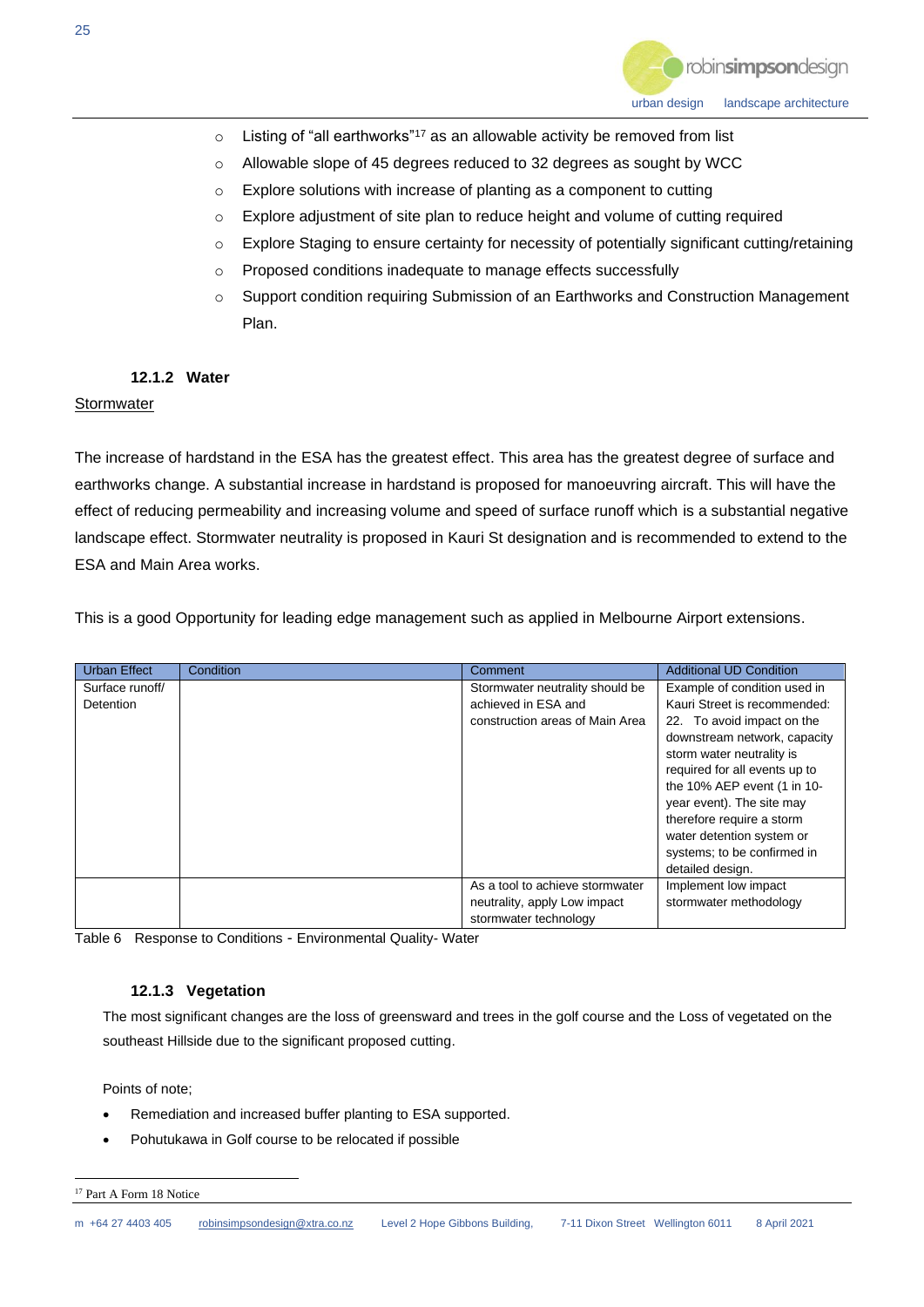- Listing of "all earthworks"[17] as an allowable activity be removed from list
- Allowable slope of 45 degrees reduced to 32 degrees as sought by WCC
- Explore solutions with increase of planting as a component to cutting
- Explore adjustment of site plan to reduce height and volume of cutting required
- Explore Staging to ensure certainty for necessity of potentially significant cutting/retaining
- Proposed conditions inadequate to manage effects successfully
- Support condition requiring Submission of an Earthworks and Construction Management Plan.

#### 12.1.2 Water

Stormwater

The increase of hardstand in the ESA has the greatest effect. This area has the greatest degree of surface and earthworks change. A substantial increase in hardstand is proposed for manoeuvring aircraft. This will have the effect of reducing permeability and increasing volume and speed of surface runoff which is a substantial negative landscape effect. Stormwater neutrality is proposed in Kauri St designation and is recommended to extend to the ESA and Main Area works.

This is a good Opportunity for leading edge management such as applied in Melbourne Airport extensions.

| Urban Effect | Condition | Comment | Additional UD Condition |
|---|---|---|---|
| Surface runoff/ Detention | | Stormwater neutrality should be achieved in ESA and construction areas of Main Area | Example of condition used in Kauri Street is recommended: 22. To avoid impact on the downstream network, capacity storm water neutrality is required for all events up to the 10% AEP event (1 in 10-year event). The site may therefore require a storm water detention system or systems; to be confirmed in detailed design. |
| | | As a tool to achieve stormwater neutrality, apply Low impact stormwater technology | Implement low impact stormwater methodology |

Table 6 Response to Conditions - Environmental Quality- Water

#### 12.1.3 Vegetation

The most significant changes are the loss of greensward and trees in the golf course and the Loss of vegetated on the southeast Hillside due to the significant proposed cutting.

Points of note;

- Remediation and increased buffer planting to ESA supported.
- Pohutukawa in Golf course to be relocated if possible

[17] Part A Form 18 Notice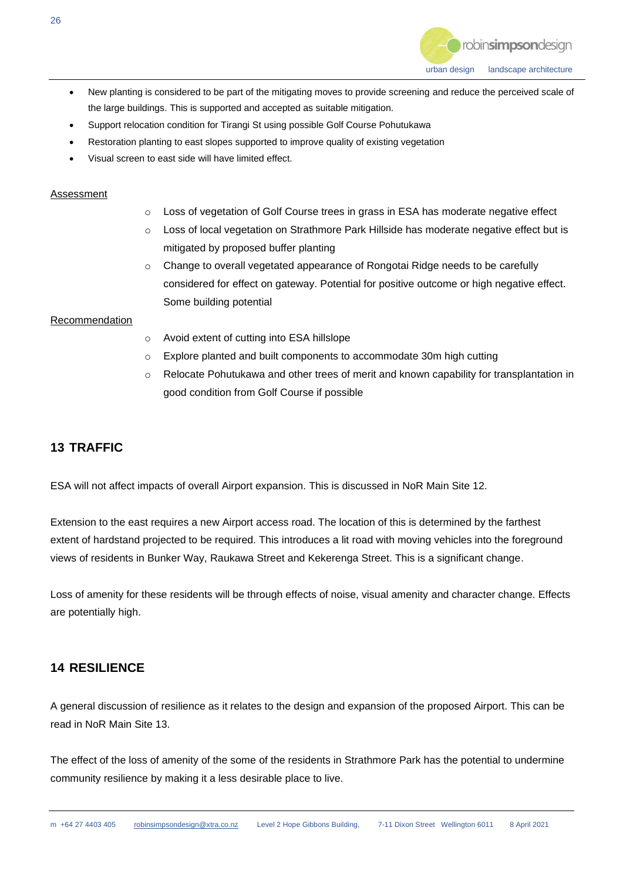- New planting is considered to be part of the mitigating moves to provide screening and reduce the perceived scale of the large buildings. This is supported and accepted as suitable mitigation.
- Support relocation condition for Tirangi St using possible Golf Course Pohutukawa
- Restoration planting to east slopes supported to improve quality of existing vegetation
- Visual screen to east side will have limited effect.

<u>Assessment</u>

- Loss of vegetation of Golf Course trees in grass in ESA has moderate negative effect
- Loss of local vegetation on Strathmore Park Hillside has moderate negative effect but is mitigated by proposed buffer planting
- Change to overall vegetated appearance of Rongotai Ridge needs to be carefully considered for effect on gateway. Potential for positive outcome or high negative effect. Some building potential

<u>Recommendation</u>

- Avoid extent of cutting into ESA hillslope
- Explore planted and built components to accommodate 30m high cutting
- Relocate Pohutukawa and other trees of merit and known capability for transplantation in good condition from Golf Course if possible

## 13 TRAFFIC

ESA will not affect impacts of overall Airport expansion. This is discussed in NoR Main Site 12.

Extension to the east requires a new Airport access road. The location of this is determined by the farthest extent of hardstand projected to be required. This introduces a lit road with moving vehicles into the foreground views of residents in Bunker Way, Raukawa Street and Kekerenga Street. This is a significant change.

Loss of amenity for these residents will be through effects of noise, visual amenity and character change. Effects are potentially high.

## 14 RESILIENCE

A general discussion of resilience as it relates to the design and expansion of the proposed Airport. This can be read in NoR Main Site 13.

The effect of the loss of amenity of the some of the residents in Strathmore Park has the potential to undermine community resilience by making it a less desirable place to live.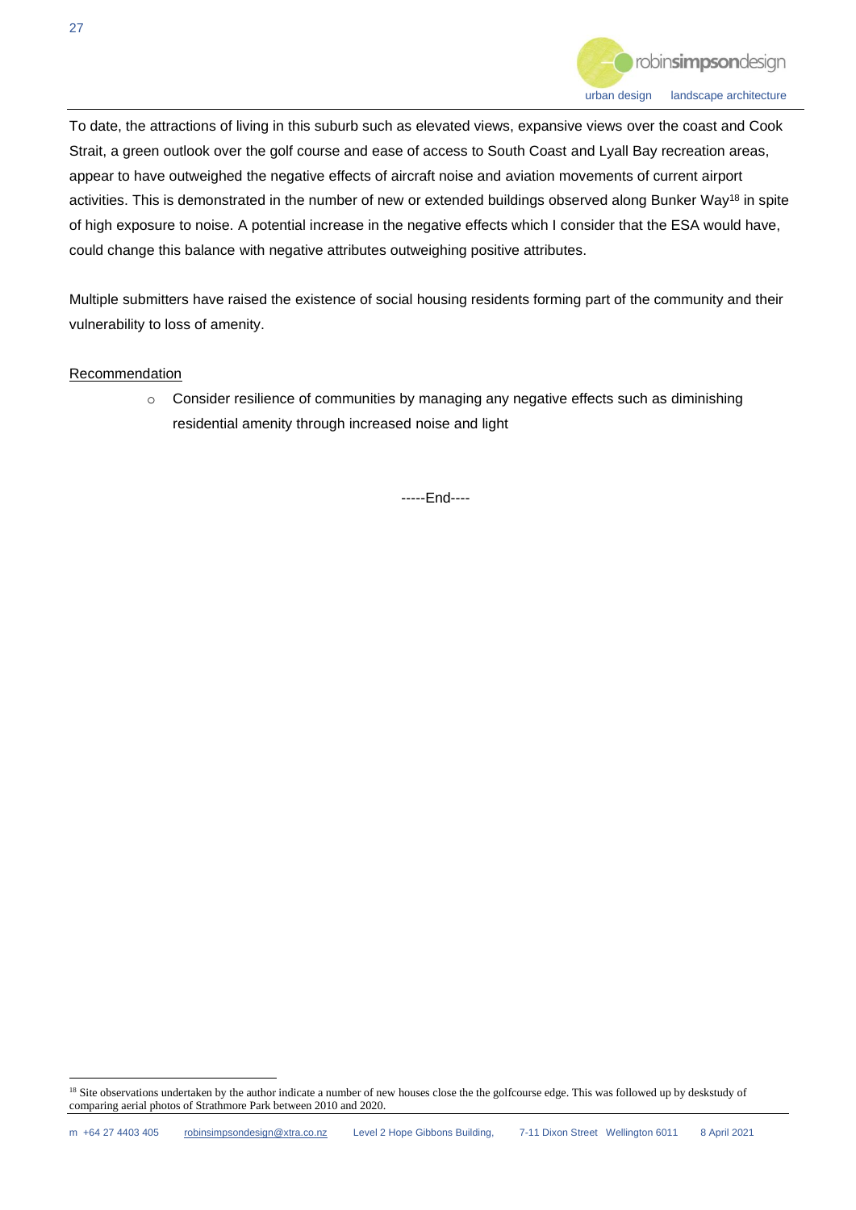To date, the attractions of living in this suburb such as elevated views, expansive views over the coast and Cook Strait, a green outlook over the golf course and ease of access to South Coast and Lyall Bay recreation areas, appear to have outweighed the negative effects of aircraft noise and aviation movements of current airport activities. This is demonstrated in the number of new or extended buildings observed along Bunker Way[18] in spite of high exposure to noise. A potential increase in the negative effects which I consider that the ESA would have, could change this balance with negative attributes outweighing positive attributes.

Multiple submitters have raised the existence of social housing residents forming part of the community and their vulnerability to loss of amenity.

<u>Recommendation</u>

- Consider resilience of communities by managing any negative effects such as diminishing residential amenity through increased noise and light

-----End----

[18] Site observations undertaken by the author indicate a number of new houses close the the golfcourse edge. This was followed up by deskstudy of comparing aerial photos of Strathmore Park between 2010 and 2020.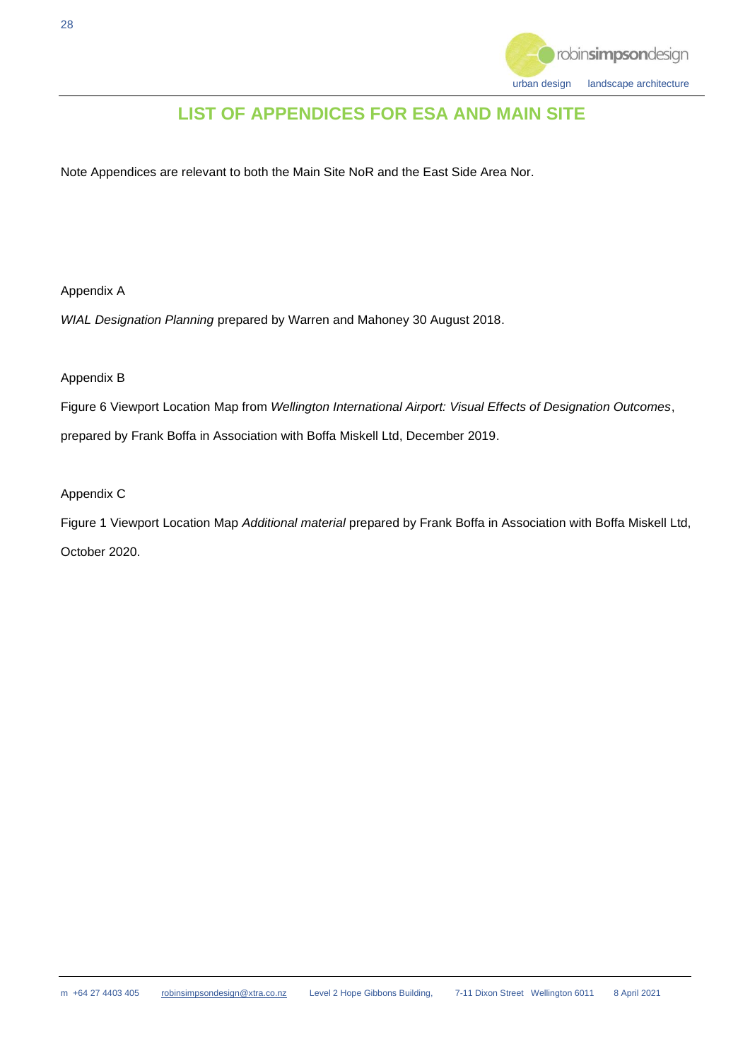# LIST OF APPENDICES FOR ESA AND MAIN SITE

Note Appendices are relevant to both the Main Site NoR and the East Side Area Nor.

Appendix A

*WIAL Designation Planning* prepared by Warren and Mahoney 30 August 2018.

Appendix B

Figure 6 Viewport Location Map from *Wellington International Airport: Visual Effects of Designation Outcomes*, prepared by Frank Boffa in Association with Boffa Miskell Ltd, December 2019.

Appendix C

Figure 1 Viewport Location Map *Additional material* prepared by Frank Boffa in Association with Boffa Miskell Ltd, October 2020.